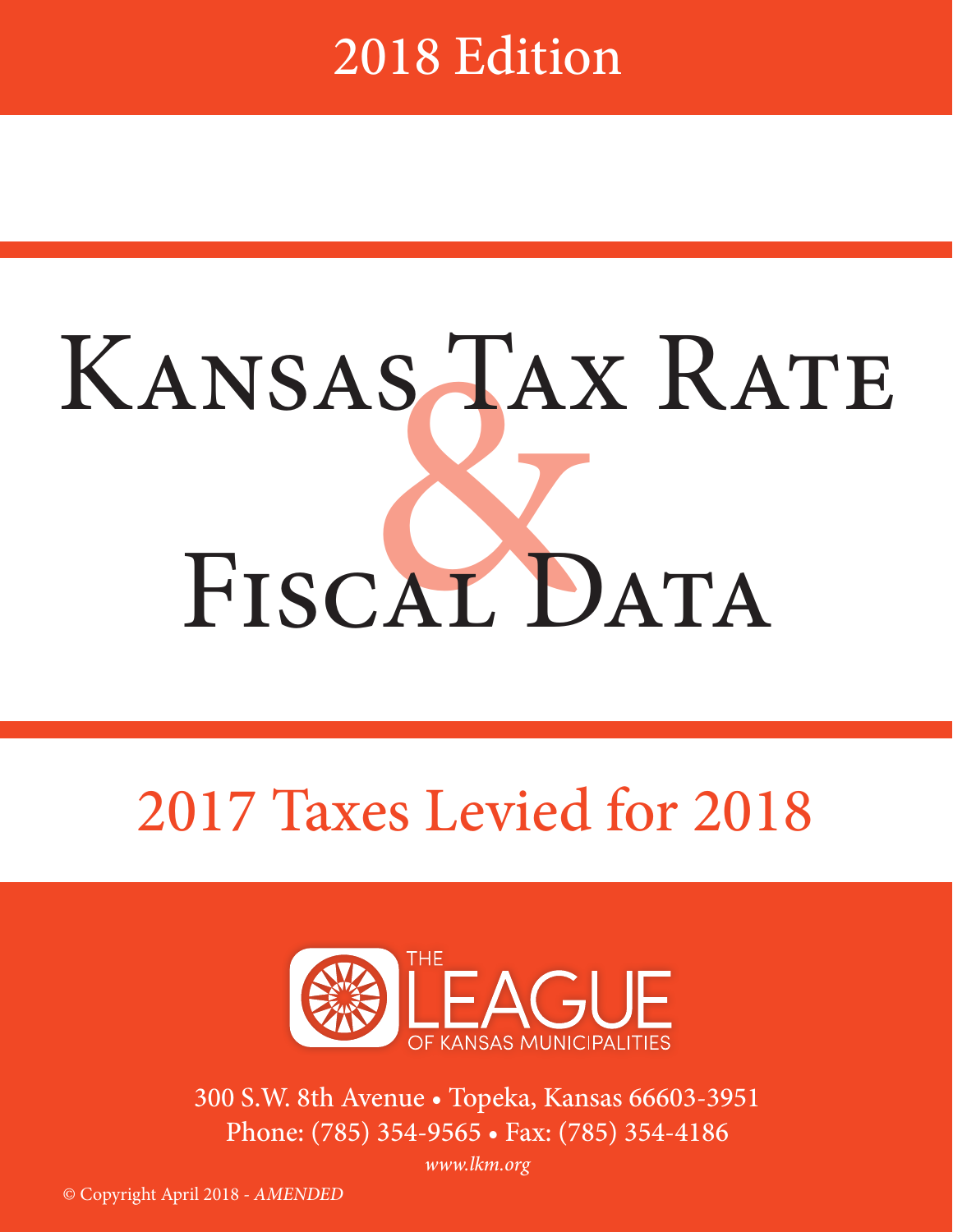2018 Edition

# Kansas Tax Rate & Fiscal Data

## 2017 Taxes Levied for 2018

THE LEAGUE OF KANSAS MUNICIPALITIES

300 S.W. 8th Avenue • Topeka, Kansas 66603-3951
Phone: (785) 354-9565 • Fax: (785) 354-4186

*www.lkm.org*

© Copyright April 2018 - *AMENDED*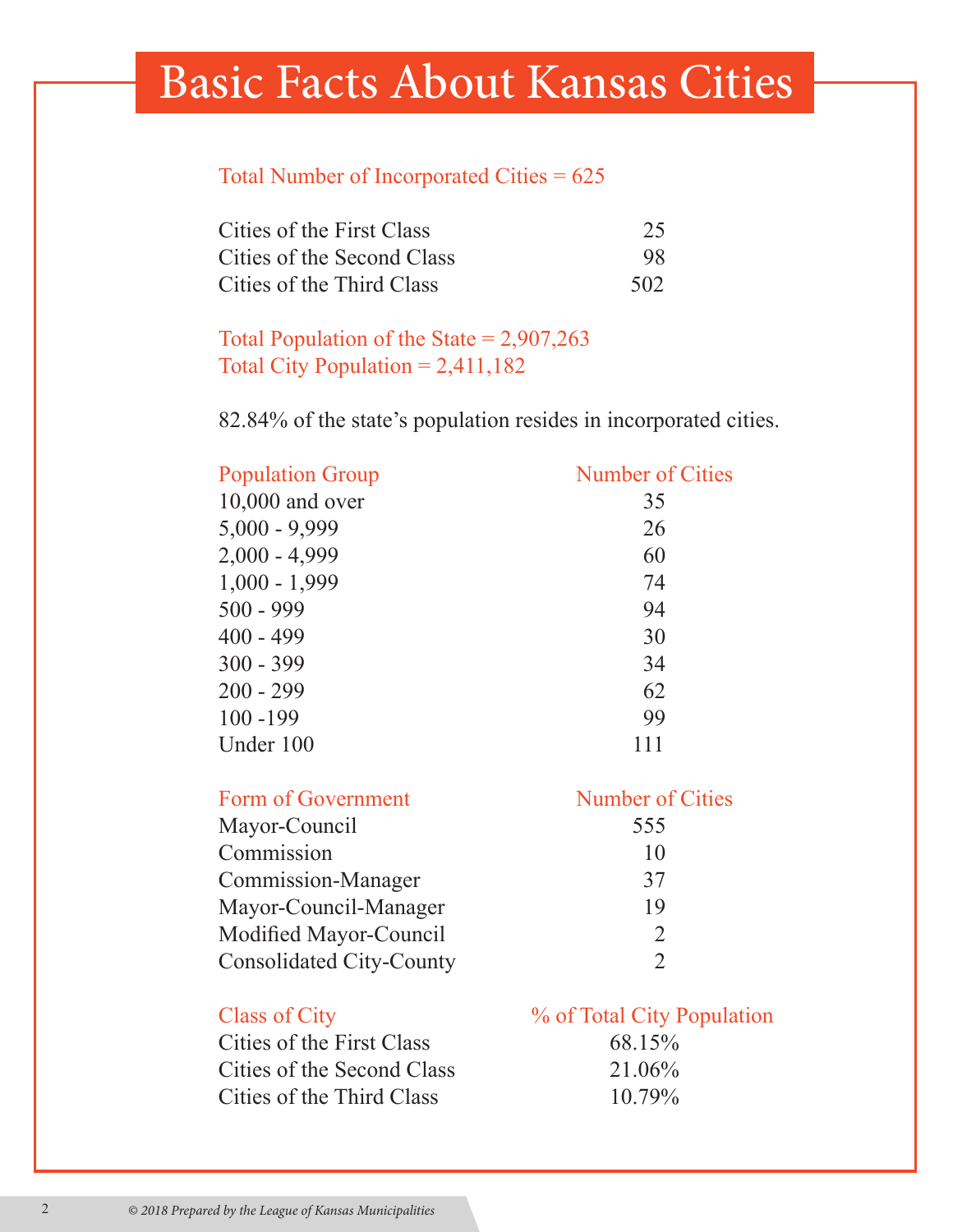# Basic Facts About Kansas Cities

Total Number of Incorporated Cities = 625

| | |
|---|---|
| Cities of the First Class | 25 |
| Cities of the Second Class | 98 |
| Cities of the Third Class | 502 |

Total Population of the State = 2,907,263
Total City Population = 2,411,182

82.84% of the state's population resides in incorporated cities.

| Population Group | Number of Cities |
|---|---|
| 10,000 and over | 35 |
| 5,000 - 9,999 | 26 |
| 2,000 - 4,999 | 60 |
| 1,000 - 1,999 | 74 |
| 500 - 999 | 94 |
| 400 - 499 | 30 |
| 300 - 399 | 34 |
| 200 - 299 | 62 |
| 100 -199 | 99 |
| Under 100 | 111 |

| Form of Government | Number of Cities |
|---|---|
| Mayor-Council | 555 |
| Commission | 10 |
| Commission-Manager | 37 |
| Mayor-Council-Manager | 19 |
| Modified Mayor-Council | 2 |
| Consolidated City-County | 2 |

| Class of City | % of Total City Population |
|---|---|
| Cities of the First Class | 68.15% |
| Cities of the Second Class | 21.06% |
| Cities of the Third Class | 10.79% |

*© 2018 Prepared by the League of Kansas Municipalities*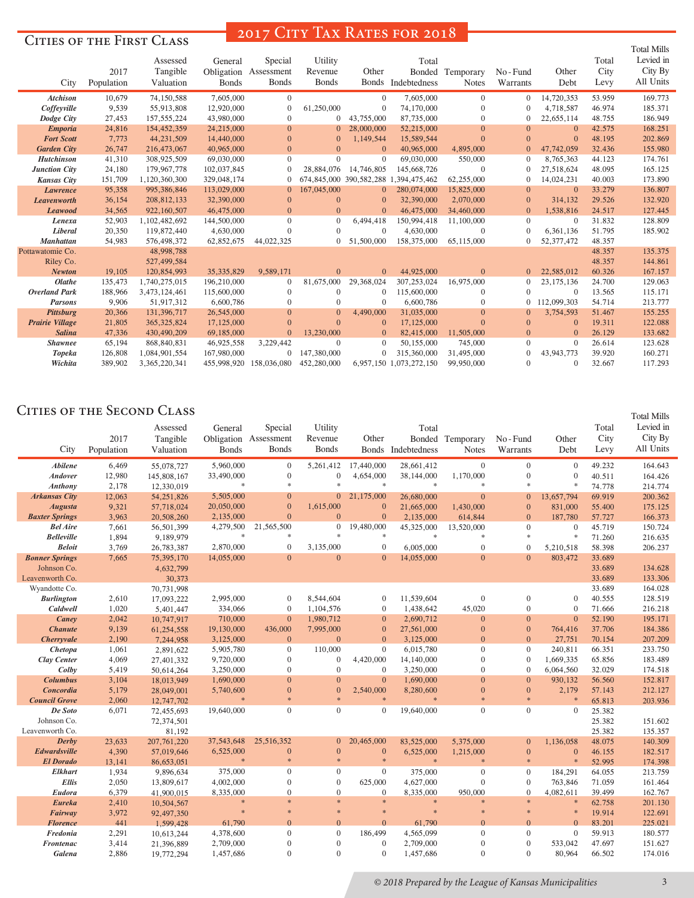# 2017 City Tax Rates for 2018

## Cities of the First Class

| City | 2017 Population | Assessed Tangible Valuation | General Obligation Bonds | Special Assessment Bonds | Utility Revenue Bonds | Other Bonds | Total Bonded Indebtedness | Temporary Notes | No-Fund Warrants | Other Debt | Total City Levy | Total Mills Levied in City By All Units |
|---|---|---|---|---|---|---|---|---|---|---|---|---|
| **Atchison** | 10,679 | 74,150,588 | 7,605,000 | 0 | | 0 | 7,605,000 | 0 | 0 | 14,720,353 | 53.959 | 169.773 |
| **Coffeyville** | 9,539 | 55,913,808 | 12,920,000 | 0 | 61,250,000 | 0 | 74,170,000 | 0 | 0 | 4,718,587 | 46.974 | 185.371 |
| **Dodge City** | 27,453 | 157,555,224 | 43,980,000 | 0 | 0 | 43,755,000 | 87,735,000 | 0 | 0 | 22,655,114 | 48.755 | 186.949 |
| **Emporia** | 24,816 | 154,452,359 | 24,215,000 | 0 | 0 | 28,000,000 | 52,215,000 | 0 | 0 | 0 | 42.575 | 168.251 |
| **Fort Scott** | 7,773 | 44,231,509 | 14,440,000 | 0 | 0 | 1,149,544 | 15,589,544 | 0 | 0 | 0 | 48.195 | 202.869 |
| **Garden City** | 26,747 | 216,473,067 | 40,965,000 | 0 | 0 | 0 | 40,965,000 | 4,895,000 | 0 | 47,742,059 | 32.436 | 155.980 |
| **Hutchinson** | 41,310 | 308,925,509 | 69,030,000 | 0 | 0 | 0 | 69,030,000 | 550,000 | 0 | 8,765,363 | 44.123 | 174.761 |
| **Junction City** | 24,180 | 179,967,778 | 102,037,845 | 0 | 28,884,076 | 14,746,805 | 145,668,726 | 0 | 0 | 27,518,624 | 48.095 | 165.125 |
| **Kansas City** | 151,709 | 1,120,360,300 | 329,048,174 | 0 | 674,845,000 | 390,582,288 | 1,394,475,462 | 62,255,000 | 0 | 14,024,231 | 40.003 | 173.890 |
| **Lawrence** | 95,358 | 995,386,846 | 113,029,000 | 0 | 167,045,000 | 0 | 280,074,000 | 15,825,000 | 0 | 0 | 33.279 | 136.807 |
| **Leavenworth** | 36,154 | 208,812,133 | 32,390,000 | 0 | 0 | 0 | 32,390,000 | 2,070,000 | 0 | 314,132 | 29.526 | 132.920 |
| **Leawood** | 34,565 | 922,160,507 | 46,475,000 | 0 | 0 | 0 | 46,475,000 | 34,460,000 | 0 | 1,538,816 | 24.517 | 127.445 |
| **Lenexa** | 52,903 | 1,102,482,692 | 144,500,000 | 0 | 0 | 6,494,418 | 150,994,418 | 11,100,000 | 0 | 0 | 31.832 | 128.809 |
| **Liberal** | 20,350 | 119,872,440 | 4,630,000 | 0 | 0 | 0 | 4,630,000 | 0 | 0 | 6,361,136 | 51.795 | 185.902 |
| **Manhattan** | 54,983 | 576,498,372 | 62,852,675 | 44,022,325 | 0 | 51,500,000 | 158,375,000 | 65,115,000 | 0 | 52,377,472 | 48.357 | |
| Pottawatomie Co. | | 48,998,788 | | | | | | | | | 48.357 | 135.375 |
| Riley Co. | | 527,499,584 | | | | | | | | | 48.357 | 144.861 |
| **Newton** | 19,105 | 120,854,993 | 35,335,829 | 9,589,171 | 0 | 0 | 44,925,000 | 0 | 0 | 22,585,012 | 60.326 | 167.157 |
| **Olathe** | 135,473 | 1,740,275,015 | 196,210,000 | 0 | 81,675,000 | 29,368,024 | 307,253,024 | 16,975,000 | 0 | 23,175,136 | 24.700 | 129.063 |
| **Overland Park** | 188,966 | 3,473,124,461 | 115,600,000 | 0 | 0 | 0 | 115,600,000 | 0 | 0 | 0 | 13.565 | 115.171 |
| **Parsons** | 9,906 | 51,917,312 | 6,600,786 | 0 | 0 | 0 | 6,600,786 | 0 | 0 | 112,099,303 | 54.714 | 213.777 |
| **Pittsburg** | 20,366 | 131,396,717 | 26,545,000 | 0 | 0 | 4,490,000 | 31,035,000 | 0 | 0 | 3,754,593 | 51.467 | 155.255 |
| **Prairie Village** | 21,805 | 365,325,824 | 17,125,000 | 0 | 0 | 0 | 17,125,000 | 0 | 0 | 0 | 19.311 | 122.088 |
| **Salina** | 47,336 | 430,490,209 | 69,185,000 | 0 | 13,230,000 | 0 | 82,415,000 | 11,505,000 | 0 | 0 | 26.129 | 133.682 |
| **Shawnee** | 65,194 | 868,840,831 | 46,925,558 | 3,229,442 | 0 | 0 | 50,155,000 | 745,000 | 0 | 0 | 26.614 | 123.628 |
| **Topeka** | 126,808 | 1,084,901,554 | 167,980,000 | 0 | 147,380,000 | 0 | 315,360,000 | 31,495,000 | 0 | 43,943,773 | 39.920 | 160.271 |
| **Wichita** | 389,902 | 3,365,220,341 | 455,998,920 | 158,036,080 | 452,280,000 | 6,957,150 | 1,073,272,150 | 99,950,000 | 0 | 0 | 32.667 | 117.293 |

## Cities of the Second Class

| City | 2017 Population | Assessed Tangible Valuation | General Obligation Bonds | Special Assessment Bonds | Utility Revenue Bonds | Other Bonds | Total Bonded Indebtedness | Temporary Notes | No-Fund Warrants | Other Debt | Total City Levy | Total Mills Levied in City By All Units |
|---|---|---|---|---|---|---|---|---|---|---|---|---|
| **Abilene** | 6,469 | 55,078,727 | 5,960,000 | 0 | 5,261,412 | 17,440,000 | 28,661,412 | 0 | 0 | 0 | 49.232 | 164.643 |
| **Andover** | 12,980 | 145,808,167 | 33,490,000 | 0 | 0 | 4,654,000 | 38,144,000 | 1,170,000 | 0 | 0 | 40.511 | 164.426 |
| **Anthony** | 2,178 | 12,330,019 | * | * | * | * | * | * | * | * | 74.778 | 214.774 |
| **Arkansas City** | 12,063 | 54,251,826 | 5,505,000 | 0 | 0 | 21,175,000 | 26,680,000 | 0 | 0 | 13,657,794 | 69.919 | 200.362 |
| **Augusta** | 9,321 | 57,718,024 | 20,050,000 | 0 | 1,615,000 | 0 | 21,665,000 | 1,430,000 | 0 | 831,000 | 55.400 | 175.125 |
| **Baxter Springs** | 3,963 | 20,508,260 | 2,135,000 | 0 | 0 | 0 | 2,135,000 | 614,844 | 0 | 187,780 | 57.727 | 166.373 |
| **Bel Aire** | 7,661 | 56,501,399 | 4,279,500 | 21,565,500 | 0 | 19,480,000 | 45,325,000 | 13,520,000 | 0 | 0 | 45.719 | 150.724 |
| **Belleville** | 1,894 | 9,189,979 | * | * | * | * | * | * | * | * | 71.260 | 216.635 |
| **Beloit** | 3,769 | 26,783,387 | 2,870,000 | 0 | 3,135,000 | 0 | 6,005,000 | 0 | 0 | 5,210,518 | 58.398 | 206.237 |
| **Bonner Springs** | 7,665 | 75,395,170 | 14,055,000 | 0 | 0 | 0 | 14,055,000 | 0 | 0 | 803,472 | 33.689 | |
| Johnson Co. | | 4,632,799 | | | | | | | | | 33.689 | 134.628 |
| Leavenworth Co. | | 30,373 | | | | | | | | | 33.689 | 133.306 |
| Wyandotte Co. | | 70,731,998 | | | | | | | | | 33.689 | 164.028 |
| **Burlington** | 2,610 | 17,093,222 | 2,995,000 | 0 | 8,544,604 | 0 | 11,539,604 | 0 | 0 | 0 | 40.555 | 128.519 |
| **Caldwell** | 1,020 | 5,401,447 | 334,066 | 0 | 1,104,576 | 0 | 1,438,642 | 45,020 | 0 | 0 | 71.666 | 216.218 |
| **Caney** | 2,042 | 10,747,917 | 710,000 | 0 | 1,980,712 | 0 | 2,690,712 | 0 | 0 | 0 | 52.190 | 195.171 |
| **Chanute** | 9,139 | 61,254,558 | 19,130,000 | 436,000 | 7,995,000 | 0 | 27,561,000 | 0 | 0 | 764,416 | 37.706 | 184.386 |
| **Cherryvale** | 2,190 | 7,244,958 | 3,125,000 | 0 | 0 | 0 | 3,125,000 | 0 | 0 | 27,751 | 70.154 | 207.209 |
| **Chetopa** | 1,061 | 2,891,622 | 5,905,780 | 0 | 110,000 | 0 | 6,015,780 | 0 | 0 | 240,811 | 66.351 | 233.750 |
| **Clay Center** | 4,069 | 27,401,332 | 9,720,000 | 0 | 0 | 4,420,000 | 14,140,000 | 0 | 0 | 1,669,335 | 65.856 | 183.489 |
| **Colby** | 5,419 | 50,614,264 | 3,250,000 | 0 | 0 | 0 | 3,250,000 | 0 | 0 | 6,064,560 | 32.029 | 174.518 |
| **Columbus** | 3,104 | 18,013,949 | 1,690,000 | 0 | 0 | 0 | 1,690,000 | 0 | 0 | 930,132 | 56.560 | 152.817 |
| **Concordia** | 5,179 | 28,049,001 | 5,740,600 | 0 | 0 | 2,540,000 | 8,280,600 | 0 | 0 | 2,179 | 57.143 | 212.127 |
| **Council Grove** | 2,060 | 12,747,702 | * | * | * | * | * | * | * | * | 65.813 | 203.936 |
| **De Soto** | 6,071 | 72,455,693 | 19,640,000 | 0 | 0 | 0 | 19,640,000 | 0 | 0 | 0 | 25.382 | |
| Johnson Co. | | 72,374,501 | | | | | | | | | 25.382 | 151.602 |
| Leavenworth Co. | | 81,192 | | | | | | | | | 25.382 | 135.357 |
| **Derby** | 23,633 | 207,761,220 | 37,543,648 | 25,516,352 | 0 | 20,465,000 | 83,525,000 | 5,375,000 | 0 | 1,136,058 | 48.075 | 140.309 |
| **Edwardsville** | 4,390 | 57,019,646 | 6,525,000 | 0 | 0 | 0 | 6,525,000 | 1,215,000 | 0 | 0 | 46.155 | 182.517 |
| **El Dorado** | 13,141 | 86,653,051 | * | * | * | * | * | * | * | * | 52.995 | 174.398 |
| **Elkhart** | 1,934 | 9,896,634 | 375,000 | 0 | 0 | 0 | 375,000 | 0 | 0 | 184,291 | 64.055 | 213.759 |
| **Ellis** | 2,050 | 13,809,617 | 4,002,000 | 0 | 0 | 625,000 | 4,627,000 | 0 | 0 | 763,846 | 71.059 | 161.464 |
| **Eudora** | 6,379 | 41,900,015 | 8,335,000 | 0 | 0 | 0 | 8,335,000 | 950,000 | 0 | 4,082,611 | 39.499 | 162.767 |
| **Eureka** | 2,410 | 10,504,567 | * | * | * | * | * | * | * | * | 62.758 | 201.130 |
| **Fairway** | 3,972 | 92,497,350 | * | * | * | * | * | * | * | * | 19.914 | 122.691 |
| **Florence** | 441 | 1,599,428 | 61,790 | 0 | 0 | 0 | 61,790 | 0 | 0 | 0 | 83.201 | 225.021 |
| **Fredonia** | 2,291 | 10,613,244 | 4,378,600 | 0 | 0 | 186,499 | 4,565,099 | 0 | 0 | 0 | 59.913 | 180.577 |
| **Frontenac** | 3,414 | 21,396,889 | 2,709,000 | 0 | 0 | 0 | 2,709,000 | 0 | 0 | 533,042 | 47.697 | 151.627 |
| **Galena** | 2,886 | 19,772,294 | 1,457,686 | 0 | 0 | 0 | 1,457,686 | 0 | 0 | 80,964 | 66.502 | 174.016 |

© 2018 Prepared by the League of Kansas Municipalities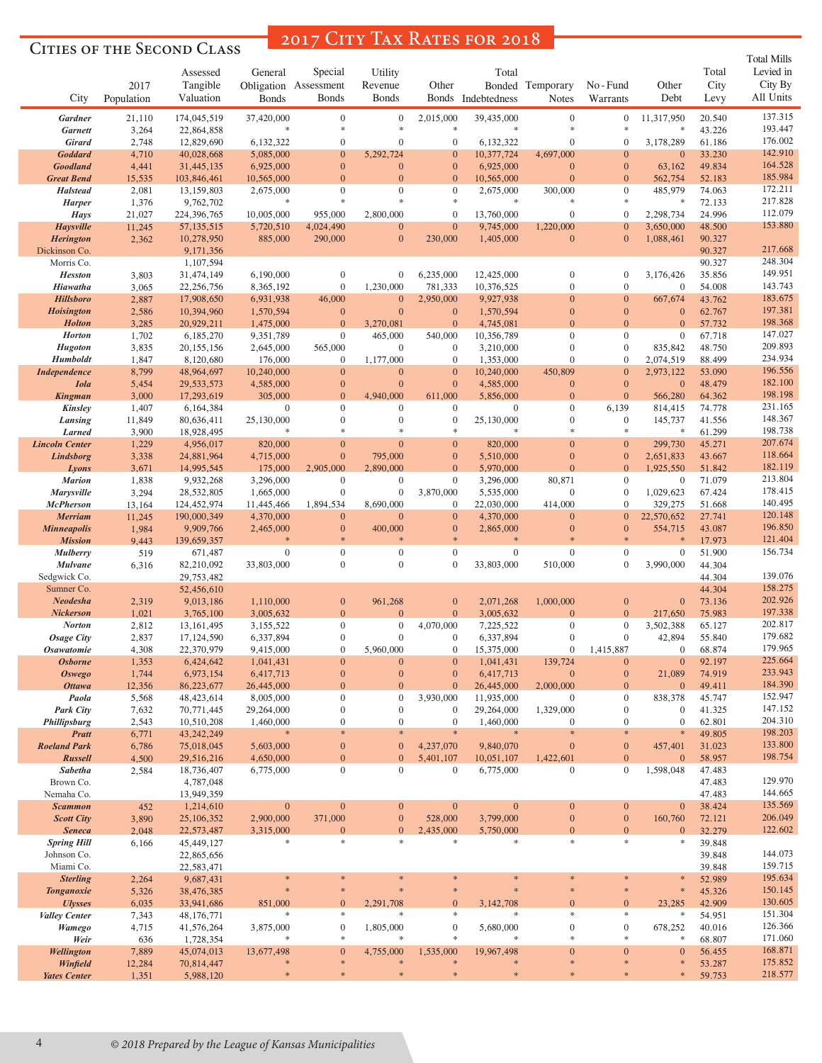## 2017 City Tax Rates for 2018

### Cities of the Second Class

| City | 2017 Population | Assessed Tangible Valuation | General Obligation Bonds | Special Assessment Bonds | Utility Revenue Bonds | Other Bonds | Total Bonded Indebtedness | Temporary Notes | No - Fund Warrants | Other Debt | Total City Levy | Total Mills Levied in City By All Units |
|---|---|---|---|---|---|---|---|---|---|---|---|---|
| ***Gardner*** | 21,110 | 174,045,519 | 37,420,000 | 0 | 0 | 2,015,000 | 39,435,000 | 0 | 0 | 11,317,950 | 20.540 | 137.315 |
| ***Garnett*** | 3,264 | 22,864,858 | * | * | * | * | * | * | * | * | 43.226 | 193.447 |
| ***Girard*** | 2,748 | 12,829,690 | 6,132,322 | 0 | 0 | 0 | 6,132,322 | 0 | 0 | 3,178,289 | 61.186 | 176.002 |
| ***Goddard*** | 4,710 | 40,028,668 | 5,085,000 | 0 | 5,292,724 | 0 | 10,377,724 | 4,697,000 | 0 | 0 | 33.230 | 142.910 |
| ***Goodland*** | 4,441 | 31,445,135 | 6,925,000 | 0 | 0 | 0 | 6,925,000 | 0 | 0 | 63,162 | 49.834 | 164.528 |
| ***Great Bend*** | 15,535 | 103,846,461 | 10,565,000 | 0 | 0 | 0 | 10,565,000 | 0 | 0 | 562,754 | 52.183 | 185.984 |
| ***Halstead*** | 2,081 | 13,159,803 | 2,675,000 | 0 | 0 | 0 | 2,675,000 | 300,000 | 0 | 485,979 | 74.063 | 172.211 |
| ***Harper*** | 1,376 | 9,762,702 | * | * | * | * | * | * | * | * | 72.133 | 217.828 |
| ***Hays*** | 21,027 | 224,396,765 | 10,005,000 | 955,000 | 2,800,000 | 0 | 13,760,000 | 0 | 0 | 2,298,734 | 24.996 | 112.079 |
| ***Haysville*** | 11,245 | 57,135,515 | 5,720,510 | 4,024,490 | 0 | 0 | 9,745,000 | 1,220,000 | 0 | 3,650,000 | 48.500 | 153.880 |
| ***Herington*** | 2,362 | 10,278,950 | 885,000 | 290,000 | 0 | 230,000 | 1,405,000 | 0 | 0 | 1,088,461 | 90.327 | |
| Dickinson Co. | | 9,171,356 | | | | | | | | | 90.327 | 217.668 |
| Morris Co. | | 1,107,594 | | | | | | | | | 90.327 | 248.304 |
| ***Hesston*** | 3,803 | 31,474,149 | 6,190,000 | 0 | 0 | 6,235,000 | 12,425,000 | 0 | 0 | 3,176,426 | 35.856 | 149.951 |
| ***Hiawatha*** | 3,065 | 22,256,756 | 8,365,192 | 0 | 1,230,000 | 781,333 | 10,376,525 | 0 | 0 | 0 | 54.008 | 143.743 |
| ***Hillsboro*** | 2,887 | 17,908,650 | 6,931,938 | 46,000 | 0 | 2,950,000 | 9,927,938 | 0 | 0 | 667,674 | 43.762 | 183.675 |
| ***Hoisington*** | 2,586 | 10,394,960 | 1,570,594 | 0 | 0 | 0 | 1,570,594 | 0 | 0 | 0 | 62.767 | 197.381 |
| ***Holton*** | 3,285 | 20,929,211 | 1,475,000 | 0 | 3,270,081 | 0 | 4,745,081 | 0 | 0 | 0 | 57.732 | 198.368 |
| ***Horton*** | 1,702 | 6,185,270 | 9,351,789 | 0 | 465,000 | 540,000 | 10,356,789 | 0 | 0 | 0 | 67.718 | 147.027 |
| ***Hugoton*** | 3,835 | 20,155,156 | 2,645,000 | 565,000 | 0 | 0 | 3,210,000 | 0 | 0 | 835,842 | 48.750 | 209.893 |
| ***Humboldt*** | 1,847 | 8,120,680 | 176,000 | 0 | 1,177,000 | 0 | 1,353,000 | 0 | 0 | 2,074,519 | 88.499 | 234.934 |
| ***Independence*** | 8,799 | 48,964,697 | 10,240,000 | 0 | 0 | 0 | 10,240,000 | 450,809 | 0 | 2,973,122 | 53.090 | 196.556 |
| ***Iola*** | 5,454 | 29,533,573 | 4,585,000 | 0 | 0 | 0 | 4,585,000 | 0 | 0 | 0 | 48.479 | 182.100 |
| ***Kingman*** | 3,000 | 17,293,619 | 305,000 | 0 | 4,940,000 | 611,000 | 5,856,000 | 0 | 0 | 566,280 | 64.362 | 198.198 |
| ***Kinsley*** | 1,407 | 6,164,384 | 0 | 0 | 0 | 0 | 0 | 0 | 6,139 | 814,415 | 74.778 | 231.165 |
| ***Lansing*** | 11,849 | 80,636,411 | 25,130,000 | 0 | 0 | 0 | 25,130,000 | 0 | 0 | 145,737 | 41.556 | 148.367 |
| ***Larned*** | 3,900 | 18,928,495 | * | * | * | * | * | * | * | * | 61.299 | 198.738 |
| ***Lincoln Center*** | 1,229 | 4,956,017 | 820,000 | 0 | 0 | 0 | 820,000 | 0 | 0 | 299,730 | 45.271 | 207.674 |
| ***Lindsborg*** | 3,338 | 24,881,964 | 4,715,000 | 0 | 795,000 | 0 | 5,510,000 | 0 | 0 | 2,651,833 | 43.667 | 118.664 |
| ***Lyons*** | 3,671 | 14,995,545 | 175,000 | 2,905,000 | 2,890,000 | 0 | 5,970,000 | 0 | 0 | 1,925,550 | 51.842 | 182.119 |
| ***Marion*** | 1,838 | 9,932,268 | 3,296,000 | 0 | 0 | 0 | 3,296,000 | 80,871 | 0 | 0 | 71.079 | 213.804 |
| ***Marysville*** | 3,294 | 28,532,805 | 1,665,000 | 0 | 0 | 3,870,000 | 5,535,000 | 0 | 0 | 1,029,623 | 67.424 | 178.415 |
| ***McPherson*** | 13,164 | 124,452,974 | 11,445,466 | 1,894,534 | 8,690,000 | 0 | 22,030,000 | 414,000 | 0 | 329,275 | 51.668 | 140.495 |
| ***Merriam*** | 11,245 | 190,000,349 | 4,370,000 | 0 | 0 | 0 | 4,370,000 | 0 | 0 | 22,570,652 | 27.741 | 120.148 |
| ***Minneapolis*** | 1,984 | 9,909,766 | 2,465,000 | 0 | 400,000 | 0 | 2,865,000 | 0 | 0 | 554,715 | 43.087 | 196.850 |
| ***Mission*** | 9,443 | 139,659,357 | * | * | * | * | * | * | * | * | 17.973 | 121.404 |
| ***Mulberry*** | 519 | 671,487 | 0 | 0 | 0 | 0 | 0 | 0 | 0 | 0 | 51.900 | 156.734 |
| ***Mulvane*** | 6,316 | 82,210,092 | 33,803,000 | 0 | 0 | 0 | 33,803,000 | 510,000 | 0 | 3,990,000 | 44.304 | |
| Sedgwick Co. | | 29,753,482 | | | | | | | | | 44.304 | 139.076 |
| Sumner Co. | | 52,456,610 | | | | | | | | | 44.304 | 158.275 |
| ***Neodesha*** | 2,319 | 9,013,186 | 1,110,000 | 0 | 961,268 | 0 | 2,071,268 | 1,000,000 | 0 | 0 | 73.136 | 202.926 |
| ***Nickerson*** | 1,021 | 3,765,100 | 3,005,632 | 0 | 0 | 0 | 3,005,632 | 0 | 0 | 217,650 | 75.983 | 197.338 |
| ***Norton*** | 2,812 | 13,161,495 | 3,155,522 | 0 | 0 | 4,070,000 | 7,225,522 | 0 | 0 | 3,502,388 | 65.127 | 202.817 |
| ***Osage City*** | 2,837 | 17,124,590 | 6,337,894 | 0 | 0 | 0 | 6,337,894 | 0 | 0 | 42,894 | 55.840 | 179.682 |
| ***Osawatomie*** | 4,308 | 22,370,979 | 9,415,000 | 0 | 5,960,000 | 0 | 15,375,000 | 0 | 1,415,887 | 0 | 68.874 | 179.965 |
| ***Osborne*** | 1,353 | 6,424,642 | 1,041,431 | 0 | 0 | 0 | 1,041,431 | 139,724 | 0 | 0 | 92.197 | 225.664 |
| ***Oswego*** | 1,744 | 6,973,154 | 6,417,713 | 0 | 0 | 0 | 6,417,713 | 0 | 0 | 21,089 | 74.919 | 233.943 |
| ***Ottawa*** | 12,356 | 86,223,677 | 26,445,000 | 0 | 0 | 0 | 26,445,000 | 2,000,000 | 0 | 0 | 49.411 | 184.390 |
| ***Paola*** | 5,568 | 48,423,614 | 8,005,000 | 0 | 0 | 3,930,000 | 11,935,000 | 0 | 0 | 838,378 | 45.747 | 152.947 |
| ***Park City*** | 7,632 | 70,771,445 | 29,264,000 | 0 | 0 | 0 | 29,264,000 | 1,329,000 | 0 | 0 | 41.325 | 147.152 |
| ***Phillipsburg*** | 2,543 | 10,510,208 | 1,460,000 | 0 | 0 | 0 | 1,460,000 | 0 | 0 | 0 | 62.801 | 204.310 |
| ***Pratt*** | 6,771 | 43,242,249 | * | * | * | * | * | * | * | * | 49.805 | 198.203 |
| ***Roeland Park*** | 6,786 | 75,018,045 | 5,603,000 | 0 | 0 | 4,237,070 | 9,840,070 | 0 | 0 | 457,401 | 31.023 | 133.800 |
| ***Russell*** | 4,500 | 29,516,216 | 4,650,000 | 0 | 0 | 5,401,107 | 10,051,107 | 1,422,601 | 0 | 0 | 58.957 | 198.754 |
| ***Sabetha*** | 2,584 | 18,736,407 | 6,775,000 | 0 | 0 | 0 | 6,775,000 | 0 | 0 | 1,598,048 | 47.483 | |
| Brown Co. | | 4,787,048 | | | | | | | | | 47.483 | 129.970 |
| Nemaha Co. | | 13,949,359 | | | | | | | | | 47.483 | 144.665 |
| ***Scammon*** | 452 | 1,214,610 | 0 | 0 | 0 | 0 | 0 | 0 | 0 | 0 | 38.424 | 135.569 |
| ***Scott City*** | 3,890 | 25,106,352 | 2,900,000 | 371,000 | 0 | 528,000 | 3,799,000 | 0 | 0 | 160,760 | 72.121 | 206.049 |
| ***Seneca*** | 2,048 | 22,573,487 | 3,315,000 | 0 | 0 | 2,435,000 | 5,750,000 | 0 | 0 | 0 | 32.279 | 122.602 |
| ***Spring Hill*** | 6,166 | 45,449,127 | * | * | * | * | * | * | * | * | 39.848 | |
| Johnson Co. | | 22,865,656 | | | | | | | | | 39.848 | 144.073 |
| Miami Co. | | 22,583,471 | | | | | | | | | 39.848 | 159.715 |
| ***Sterling*** | 2,264 | 9,687,431 | * | * | * | * | * | * | * | * | 52.989 | 195.634 |
| ***Tonganoxie*** | 5,326 | 38,476,385 | * | * | * | * | * | * | * | * | 45.326 | 150.145 |
| ***Ulysses*** | 6,035 | 33,941,686 | 851,000 | 0 | 2,291,708 | 0 | 3,142,708 | 0 | 0 | 23,285 | 42.909 | 130.605 |
| ***Valley Center*** | 7,343 | 48,176,771 | * | * | * | * | * | * | * | * | 54.951 | 151.304 |
| ***Wamego*** | 4,715 | 41,576,264 | 3,875,000 | 0 | 1,805,000 | 0 | 5,680,000 | 0 | 0 | 678,252 | 40.016 | 126.366 |
| ***Weir*** | 636 | 1,728,354 | * | * | * | * | * | * | * | * | 68.807 | 171.060 |
| ***Wellington*** | 7,889 | 45,074,013 | 13,677,498 | 0 | 4,755,000 | 1,535,000 | 19,967,498 | 0 | 0 | 0 | 56.455 | 168.871 |
| ***Winfield*** | 12,284 | 70,814,447 | * | * | * | * | * | * | * | * | 53.287 | 175.852 |
| ***Yates Center*** | 1,351 | 5,988,120 | * | * | * | * | * | * | * | * | 59.753 | 218.577 |

*© 2018 Prepared by the League of Kansas Municipalities*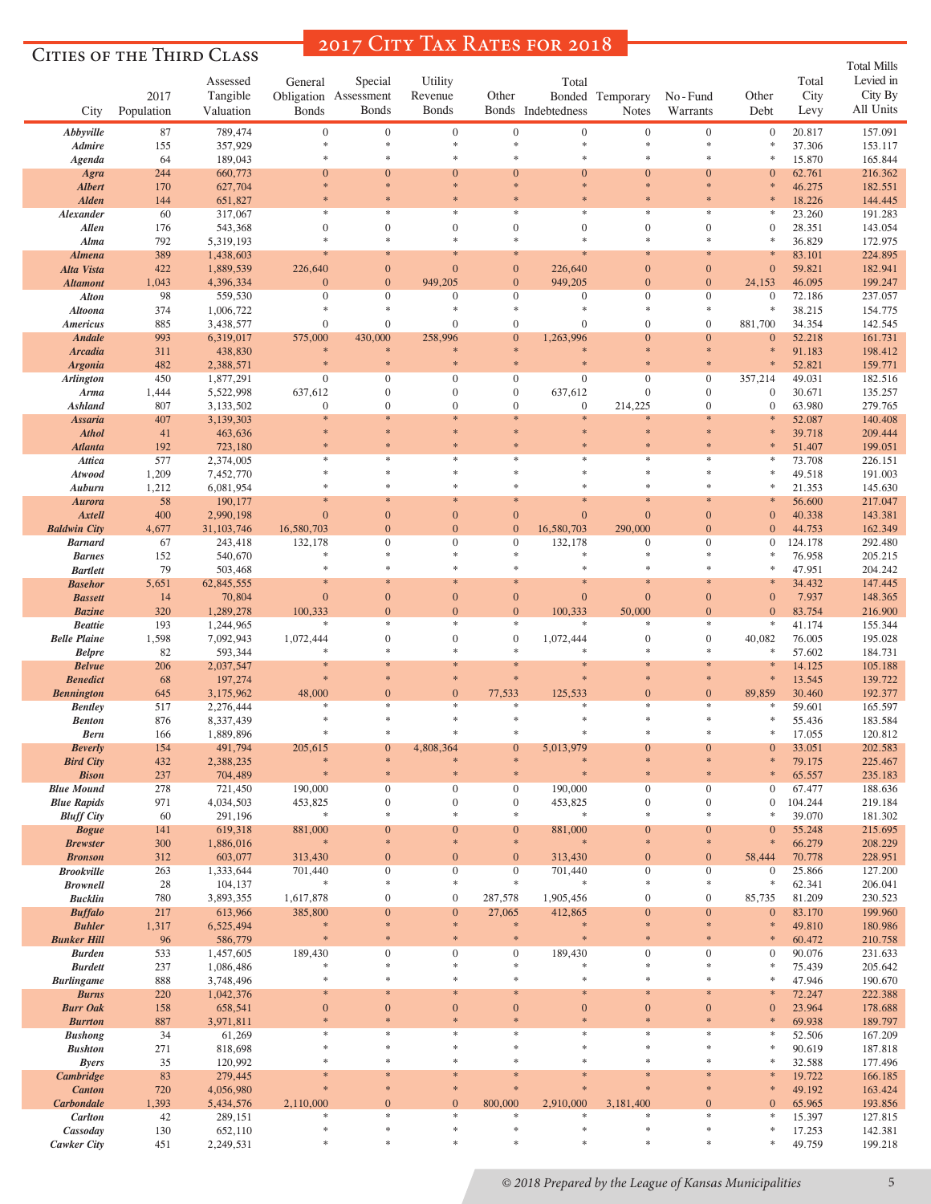## Cities of the Third Class

# 2017 City Tax Rates for 2018

| City | 2017 Population | Assessed Tangible Valuation | General Obligation Bonds | Special Assessment Bonds | Utility Revenue Bonds | Other Bonds | Total Bonded Indebtedness | Temporary Notes | No-Fund Warrants | Other Debt | Total City Levy | Total Mills Levied in City By All Units |
|---|---|---|---|---|---|---|---|---|---|---|---|---|
| Abbyville | 87 | 789,474 | 0 | 0 | 0 | 0 | 0 | 0 | 0 | 0 | 20.817 | 157.091 |
| Admire | 155 | 357,929 | * | * | * | * | * | * | * | * | 37.306 | 153.117 |
| Agenda | 64 | 189,043 | * | * | * | * | * | * | * | * | 15.870 | 165.844 |
| Agra | 244 | 660,773 | 0 | 0 | 0 | 0 | 0 | 0 | 0 | 0 | 62.761 | 216.362 |
| Albert | 170 | 627,704 | * | * | * | * | * | * | * | * | 46.275 | 182.551 |
| Alden | 144 | 651,827 | * | * | * | * | * | * | * | * | 18.226 | 144.445 |
| Alexander | 60 | 317,067 | * | * | * | * | * | * | * | * | 23.260 | 191.283 |
| Allen | 176 | 543,368 | 0 | 0 | 0 | 0 | 0 | 0 | 0 | 0 | 28.351 | 143.054 |
| Alma | 792 | 5,319,193 | * | * | * | * | * | * | * | * | 36.829 | 172.975 |
| Almena | 389 | 1,438,603 | * | * | * | * | * | * | * | * | 83.101 | 224.895 |
| Alta Vista | 422 | 1,889,539 | 226,640 | 0 | 0 | 0 | 226,640 | 0 | 0 | 0 | 59.821 | 182.941 |
| Altamont | 1,043 | 4,396,334 | 0 | 0 | 949,205 | 0 | 949,205 | 0 | 0 | 24,153 | 46.095 | 199.247 |
| Alton | 98 | 559,530 | 0 | 0 | 0 | 0 | 0 | 0 | 0 | 0 | 72.186 | 237.057 |
| Altoona | 374 | 1,006,722 | * | * | * | * | * | * | * | * | 38.215 | 154.775 |
| Americus | 885 | 3,438,577 | 0 | 0 | 0 | 0 | 0 | 0 | 0 | 881,700 | 34.354 | 142.545 |
| Andale | 993 | 6,319,017 | 575,000 | 430,000 | 258,996 | 0 | 1,263,996 | 0 | 0 | 0 | 52.218 | 161.731 |
| Arcadia | 311 | 438,830 | * | * | * | * | * | * | * | * | 91.183 | 198.412 |
| Argonia | 482 | 2,388,571 | * | * | * | * | * | * | * | * | 52.821 | 159.771 |
| Arlington | 450 | 1,877,291 | 0 | 0 | 0 | 0 | 0 | 0 | 0 | 357,214 | 49.031 | 182.516 |
| Arma | 1,444 | 5,522,998 | 637,612 | 0 | 0 | 0 | 637,612 | 0 | 0 | 0 | 30.671 | 135.257 |
| Ashland | 807 | 3,133,502 | 0 | 0 | 0 | 0 | 0 | 214,225 | 0 | 0 | 63.980 | 279.765 |
| Assaria | 407 | 3,139,303 | * | * | * | * | * | * | * | * | 52.087 | 140.408 |
| Athol | 41 | 463,636 | * | * | * | * | * | * | * | * | 39.718 | 209.444 |
| Atlanta | 192 | 723,180 | * | * | * | * | * | * | * | * | 51.407 | 199.051 |
| Attica | 577 | 2,374,005 | * | * | * | * | * | * | * | * | 73.708 | 226.151 |
| Atwood | 1,209 | 7,452,770 | * | * | * | * | * | * | * | * | 49.518 | 191.003 |
| Auburn | 1,212 | 6,081,954 | * | * | * | * | * | * | * | * | 21.353 | 145.630 |
| Aurora | 58 | 190,177 | * | * | * | * | * | * | * | * | 56.600 | 217.047 |
| Axtell | 400 | 2,990,198 | 0 | 0 | 0 | 0 | 0 | 0 | 0 | 0 | 40.338 | 143.381 |
| Baldwin City | 4,677 | 31,103,746 | 16,580,703 | 0 | 0 | 0 | 16,580,703 | 290,000 | 0 | 0 | 44.753 | 162.349 |
| Barnard | 67 | 243,418 | 132,178 | 0 | 0 | 0 | 132,178 | 0 | 0 | 0 | 124.178 | 292.480 |
| Barnes | 152 | 540,670 | * | * | * | * | * | * | * | * | 76.958 | 205.215 |
| Bartlett | 79 | 503,468 | * | * | * | * | * | * | * | * | 47.951 | 204.242 |
| Basehor | 5,651 | 62,845,555 | * | * | * | * | * | * | * | * | 34.432 | 147.445 |
| Bassett | 14 | 70,804 | 0 | 0 | 0 | 0 | 0 | 0 | 0 | 0 | 7.937 | 148.365 |
| Bazine | 320 | 1,289,278 | 100,333 | 0 | 0 | 0 | 100,333 | 50,000 | 0 | 0 | 83.754 | 216.900 |
| Beattie | 193 | 1,244,965 | * | * | * | * | * | * | * | * | 41.174 | 155.344 |
| Belle Plaine | 1,598 | 7,092,943 | 1,072,444 | 0 | 0 | 0 | 1,072,444 | 0 | 0 | 40,082 | 76.005 | 195.028 |
| Belpre | 82 | 593,344 | * | * | * | * | * | * | * | * | 57.602 | 184.731 |
| Belvue | 206 | 2,037,547 | * | * | * | * | * | * | * | * | 14.125 | 105.188 |
| Benedict | 68 | 197,274 | * | * | * | * | * | * | * | * | 13.545 | 139.722 |
| Bennington | 645 | 3,175,962 | 48,000 | 0 | 0 | 77,533 | 125,533 | 0 | 0 | 89,859 | 30.460 | 192.377 |
| Bentley | 517 | 2,276,444 | * | * | * | * | * | * | * | * | 59.601 | 165.597 |
| Benton | 876 | 8,337,439 | * | * | * | * | * | * | * | * | 55.436 | 183.584 |
| Bern | 166 | 1,889,896 | * | * | * | * | * | * | * | * | 17.055 | 120.812 |
| Beverly | 154 | 491,794 | 205,615 | 0 | 4,808,364 | 0 | 5,013,979 | 0 | 0 | 0 | 33.051 | 202.583 |
| Bird City | 432 | 2,388,235 | * | * | * | * | * | * | * | * | 79.175 | 225.467 |
| Bison | 237 | 704,489 | * | * | * | * | * | * | * | * | 65.557 | 235.183 |
| Blue Mound | 278 | 721,450 | 190,000 | 0 | 0 | 0 | 190,000 | 0 | 0 | 0 | 67.477 | 188.636 |
| Blue Rapids | 971 | 4,034,503 | 453,825 | 0 | 0 | 0 | 453,825 | 0 | 0 | 0 | 104.244 | 219.184 |
| Bluff City | 60 | 291,196 | * | * | * | * | * | * | * | * | 39.070 | 181.302 |
| Bogue | 141 | 619,318 | 881,000 | 0 | 0 | 0 | 881,000 | 0 | 0 | 0 | 55.248 | 215.695 |
| Brewster | 300 | 1,886,016 | * | * | * | * | * | * | * | * | 66.279 | 208.229 |
| Bronson | 312 | 603,077 | 313,430 | 0 | 0 | 0 | 313,430 | 0 | 0 | 58,444 | 70.778 | 228.951 |
| Brookville | 263 | 1,333,644 | 701,440 | 0 | 0 | 0 | 701,440 | 0 | 0 | 0 | 25.866 | 127.200 |
| Brownell | 28 | 104,137 | * | * | * | * | * | * | * | * | 62.341 | 206.041 |
| Bucklin | 780 | 3,893,355 | 1,617,878 | 0 | 0 | 287,578 | 1,905,456 | 0 | 0 | 85,735 | 81.209 | 230.523 |
| Buffalo | 217 | 613,966 | 385,800 | 0 | 0 | 27,065 | 412,865 | 0 | 0 | 0 | 83.170 | 199.960 |
| Buhler | 1,317 | 6,525,494 | * | * | * | * | * | * | * | * | 49.810 | 180.986 |
| Bunker Hill | 96 | 586,779 | * | * | * | * | * | * | * | * | 60.472 | 210.758 |
| Burden | 533 | 1,457,605 | 189,430 | 0 | 0 | 0 | 189,430 | 0 | 0 | 0 | 90.076 | 231.633 |
| Burdett | 237 | 1,086,486 | * | * | * | * | * | * | * | * | 75.439 | 205.642 |
| Burlingame | 888 | 3,748,496 | * | * | * | * | * | * | * | * | 47.946 | 190.670 |
| Burns | 220 | 1,042,376 | * | * | * | * | * | * | * | * | 72.247 | 222.388 |
| Burr Oak | 158 | 658,541 | 0 | 0 | 0 | 0 | 0 | 0 | 0 | 0 | 23.964 | 178.688 |
| Burrton | 887 | 3,971,811 | * | * | * | * | * | * | * | * | 69.938 | 189.797 |
| Bushong | 34 | 61,269 | * | * | * | * | * | * | * | * | 52.506 | 167.209 |
| Bushton | 271 | 818,698 | * | * | * | * | * | * | * | * | 90.619 | 187.818 |
| Byers | 35 | 120,992 | * | * | * | * | * | * | * | * | 32.588 | 177.496 |
| Cambridge | 83 | 279,445 | * | * | * | * | * | * | * | * | 19.722 | 166.185 |
| Canton | 720 | 4,056,980 | * | * | * | * | * | * | * | * | 49.192 | 163.424 |
| Carbondale | 1,393 | 5,434,576 | 2,110,000 | 0 | 0 | 800,000 | 2,910,000 | 3,181,400 | 0 | 0 | 65.965 | 193.856 |
| Carlton | 42 | 289,151 | * | * | * | * | * | * | * | * | 15.397 | 127.815 |
| Cassoday | 130 | 652,110 | * | * | * | * | * | * | * | * | 17.253 | 142.381 |
| Cawker City | 451 | 2,249,531 | * | * | * | * | * | * | * | * | 49.759 | 199.218 |

*© 2018 Prepared by the League of Kansas Municipalities*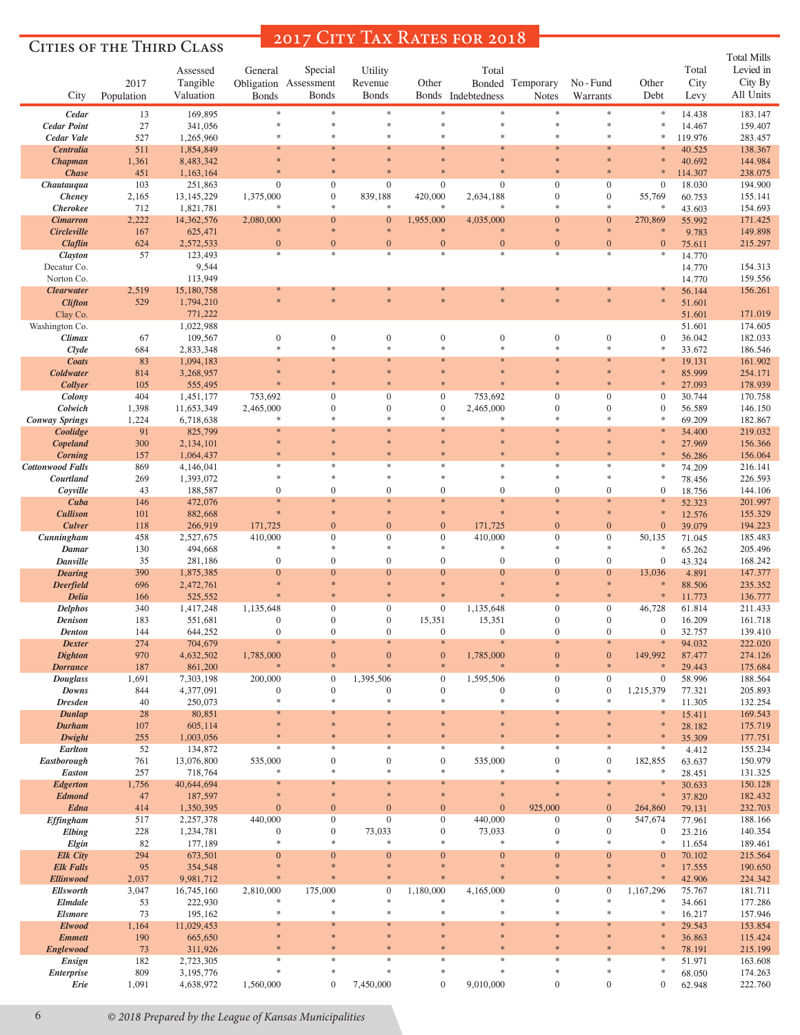## Cities of the Third Class

# 2017 City Tax Rates for 2018

| City | 2017 Population | Assessed Tangible Valuation | General Obligation Bonds | Special Assessment Bonds | Utility Revenue Bonds | Other Bonds | Total Bonded Indebtedness | Temporary Notes | No-Fund Warrants | Other Debt | Total City Levy | Total Mills Levied in City By All Units |
|---|---|---|---|---|---|---|---|---|---|---|---|---|
| *Cedar* | 13 | 169,895 | * | * | * | * | * | * | * | * | 14.438 | 183.147 |
| *Cedar Point* | 27 | 341,056 | * | * | * | * | * | * | * | * | 14.467 | 159.407 |
| *Cedar Vale* | 527 | 1,265,960 | * | * | * | * | * | * | * | * | 119.976 | 283.457 |
| *Centralia* | 511 | 1,854,849 | * | * | * | * | * | * | * | * | 40.525 | 138.367 |
| *Chapman* | 1,361 | 8,483,342 | * | * | * | * | * | * | * | * | 40.692 | 144.984 |
| *Chase* | 451 | 1,163,164 | * | * | * | * | * | * | * | * | 114.307 | 238.075 |
| *Chautauqua* | 103 | 251,863 | 0 | 0 | 0 | 0 | 0 | 0 | 0 | 0 | 18.030 | 194.900 |
| *Cheney* | 2,165 | 13,145,229 | 1,375,000 | 0 | 839,188 | 420,000 | 2,634,188 | 0 | 0 | 55,769 | 60.753 | 155.141 |
| *Cherokee* | 712 | 1,821,781 | * | * | * | * | * | * | * | * | 43.603 | 154.693 |
| *Cimarron* | 2,222 | 14,362,576 | 2,080,000 | 0 | 0 | 1,955,000 | 4,035,000 | 0 | 0 | 270,869 | 55.992 | 171.425 |
| *Circleville* | 167 | 625,471 | * | * | * | * | * | * | * | * | 9.783 | 149.898 |
| *Claflin* | 624 | 2,572,533 | 0 | 0 | 0 | 0 | 0 | 0 | 0 | 0 | 75.611 | 215.297 |
| *Clayton* | 57 | 123,493 | * | * | * | * | * | * | * | * | 14.770 | |
| Decatur Co. | | 9,544 | | | | | | | | | 14.770 | 154.313 |
| Norton Co. | | 113,949 | | | | | | | | | 14.770 | 159.556 |
| *Clearwater* | 2,519 | 15,180,758 | * | * | * | * | * | * | * | * | 56.144 | 156.261 |
| *Clifton* | 529 | 1,794,210 | * | * | * | * | * | * | * | * | 51.601 | |
| Clay Co. | | 771,222 | | | | | | | | | 51.601 | 171.019 |
| Washington Co. | | 1,022,988 | | | | | | | | | 51.601 | 174.605 |
| *Climax* | 67 | 109,567 | 0 | 0 | 0 | 0 | 0 | 0 | 0 | 0 | 36.042 | 182.033 |
| *Clyde* | 684 | 2,833,348 | * | * | * | * | * | * | * | * | 33.672 | 186.546 |
| *Coats* | 83 | 1,094,183 | * | * | * | * | * | * | * | * | 19.131 | 161.902 |
| *Coldwater* | 814 | 3,268,957 | * | * | * | * | * | * | * | * | 85.999 | 254.171 |
| *Collyer* | 105 | 555,495 | * | * | * | * | * | * | * | * | 27.093 | 178.939 |
| *Colony* | 404 | 1,451,177 | 753,692 | 0 | 0 | 0 | 753,692 | 0 | 0 | 0 | 30.744 | 170.758 |
| *Colwich* | 1,398 | 11,653,349 | 2,465,000 | 0 | 0 | 0 | 2,465,000 | 0 | 0 | 0 | 56.589 | 146.150 |
| *Conway Springs* | 1,224 | 6,718,638 | * | * | * | * | * | * | * | * | 69.209 | 182.867 |
| *Coolidge* | 91 | 825,799 | * | * | * | * | * | * | * | * | 34.400 | 219.032 |
| *Copeland* | 300 | 2,134,101 | * | * | * | * | * | * | * | * | 27.969 | 156.366 |
| *Corning* | 157 | 1,064,437 | * | * | * | * | * | * | * | * | 56.286 | 156.064 |
| *Cottonwood Falls* | 869 | 4,146,041 | * | * | * | * | * | * | * | * | 74.209 | 216.141 |
| *Courtland* | 269 | 1,393,072 | * | * | * | * | * | * | * | * | 78.456 | 226.593 |
| *Coyville* | 43 | 188,587 | 0 | 0 | 0 | 0 | 0 | 0 | 0 | 0 | 18.756 | 144.106 |
| *Cuba* | 146 | 472,076 | * | * | * | * | * | * | * | * | 52.323 | 201.997 |
| *Cullison* | 101 | 882,668 | * | * | * | * | * | * | * | * | 12.576 | 155.329 |
| *Culver* | 118 | 266,919 | 171,725 | 0 | 0 | 0 | 171,725 | 0 | 0 | 0 | 39.079 | 194.223 |
| *Cunningham* | 458 | 2,527,675 | 410,000 | 0 | 0 | 0 | 410,000 | 0 | 0 | 50,135 | 71.045 | 185.483 |
| *Damar* | 130 | 494,668 | * | * | * | * | * | * | * | * | 65.262 | 205.496 |
| *Danville* | 35 | 281,186 | 0 | 0 | 0 | 0 | 0 | 0 | 0 | 0 | 43.324 | 168.242 |
| *Dearing* | 390 | 1,875,385 | 0 | 0 | 0 | 0 | 0 | 0 | 0 | 13,036 | 4.891 | 147.377 |
| *Deerfield* | 696 | 2,472,761 | * | * | * | * | * | * | * | * | 88.506 | 235.352 |
| *Delia* | 166 | 525,552 | * | * | * | * | * | * | * | * | 11.773 | 136.777 |
| *Delphos* | 340 | 1,417,248 | 1,135,648 | 0 | 0 | 0 | 1,135,648 | 0 | 0 | 46,728 | 61.814 | 211.433 |
| *Denison* | 183 | 551,681 | 0 | 0 | 0 | 15,351 | 15,351 | 0 | 0 | 0 | 16.209 | 161.718 |
| *Denton* | 144 | 644,252 | 0 | 0 | 0 | 0 | 0 | 0 | 0 | 0 | 32.757 | 139.410 |
| *Dexter* | 274 | 704,679 | * | * | * | * | * | * | * | * | 94.032 | 222.020 |
| *Dighton* | 970 | 4,632,502 | 1,785,000 | 0 | 0 | 0 | 1,785,000 | 0 | 0 | 149,992 | 87.477 | 274.126 |
| *Dorrance* | 187 | 861,200 | * | * | * | * | * | * | * | * | 29.443 | 175.684 |
| *Douglass* | 1,691 | 7,303,198 | 200,000 | 0 | 1,395,506 | 0 | 1,595,506 | 0 | 0 | 0 | 58.996 | 188.564 |
| *Downs* | 844 | 4,377,091 | 0 | 0 | 0 | 0 | 0 | 0 | 0 | 1,215,379 | 77.321 | 205.893 |
| *Dresden* | 40 | 250,073 | * | * | * | * | * | * | * | * | 11.305 | 132.254 |
| *Dunlap* | 28 | 80,851 | * | * | * | * | * | * | * | * | 15.411 | 169.543 |
| *Durham* | 107 | 605,114 | * | * | * | * | * | * | * | * | 28.182 | 175.719 |
| *Dwight* | 255 | 1,003,056 | * | * | * | * | * | * | * | * | 35.309 | 177.751 |
| *Earlton* | 52 | 134,872 | * | * | * | * | * | * | * | * | 4.412 | 155.234 |
| *Eastborough* | 761 | 13,076,800 | 535,000 | 0 | 0 | 0 | 535,000 | 0 | 0 | 182,855 | 63.637 | 150.979 |
| *Easton* | 257 | 718,764 | * | * | * | * | * | * | * | * | 28.451 | 131.325 |
| *Edgerton* | 1,756 | 40,644,694 | * | * | * | * | * | * | * | * | 30.633 | 150.128 |
| *Edmond* | 47 | 187,597 | * | * | * | * | * | * | * | * | 37.820 | 182.432 |
| *Edna* | 414 | 1,350,395 | 0 | 0 | 0 | 0 | 0 | 925,000 | 0 | 264,860 | 79.131 | 232.703 |
| *Effingham* | 517 | 2,257,378 | 440,000 | 0 | 0 | 0 | 440,000 | 0 | 0 | 547,674 | 77.961 | 188.166 |
| *Elbing* | 228 | 1,234,781 | 0 | 0 | 73,033 | 0 | 73,033 | 0 | 0 | 0 | 23.216 | 140.354 |
| *Elgin* | 82 | 177,189 | * | * | * | * | * | * | * | * | 11.654 | 189.461 |
| *Elk City* | 294 | 673,501 | 0 | 0 | 0 | 0 | 0 | 0 | 0 | 0 | 70.102 | 215.564 |
| *Elk Falls* | 95 | 354,548 | * | * | * | * | * | * | * | * | 17.555 | 190.650 |
| *Ellinwood* | 2,037 | 9,981,712 | * | * | * | * | * | * | * | * | 42.906 | 224.342 |
| *Ellsworth* | 3,047 | 16,745,160 | 2,810,000 | 175,000 | 0 | 1,180,000 | 4,165,000 | 0 | 0 | 1,167,296 | 75.767 | 181.711 |
| *Elmdale* | 53 | 222,930 | * | * | * | * | * | * | * | * | 34.661 | 177.286 |
| *Elsmore* | 73 | 195,162 | * | * | * | * | * | * | * | * | 16.217 | 157.946 |
| *Elwood* | 1,164 | 11,029,453 | * | * | * | * | * | * | * | * | 29.543 | 153.854 |
| *Emmett* | 190 | 665,650 | * | * | * | * | * | * | * | * | 36.863 | 115.424 |
| *Englewood* | 73 | 311,926 | * | * | * | * | * | * | * | * | 78.191 | 215.199 |
| *Ensign* | 182 | 2,723,305 | * | * | * | * | * | * | * | * | 51.971 | 163.608 |
| *Enterprise* | 809 | 3,195,776 | * | * | * | * | * | * | * | * | 68.050 | 174.263 |
| *Erie* | 1,091 | 4,638,972 | 1,560,000 | 0 | 7,450,000 | 0 | 9,010,000 | 0 | 0 | 0 | 62.948 | 222.760 |

© 2018 Prepared by the League of Kansas Municipalities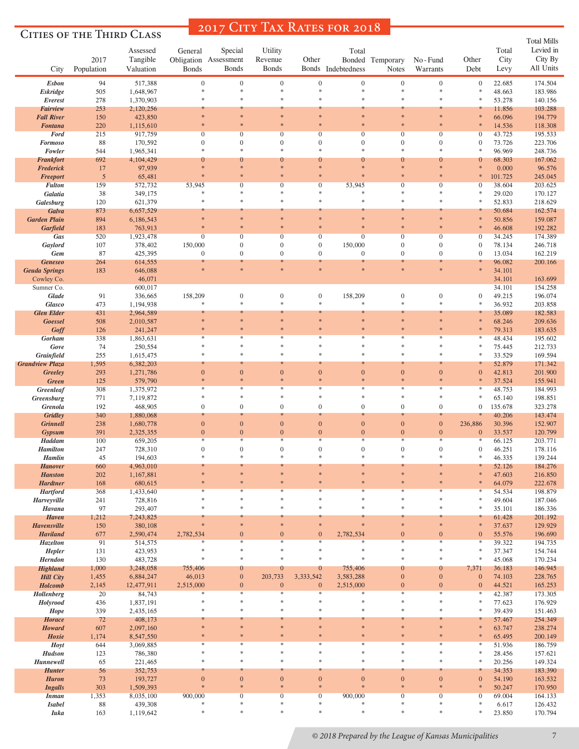# 2017 City Tax Rates for 2018

## Cities of the Third Class

| City | 2017 Population | Assessed Tangible Valuation | General Obligation Bonds | Special Assessment Bonds | Utility Revenue Bonds | Other Bonds | Total Bonded Indebtedness | Temporary Notes | No-Fund Warrants | Other Debt | Total City Levy | Total Mills Levied in City By All Units |
|---|---|---|---|---|---|---|---|---|---|---|---|---|
| Esbon | 94 | 517,388 | 0 | 0 | 0 | 0 | 0 | 0 | 0 | 0 | 22.685 | 174.504 |
| Eskridge | 505 | 1,648,967 | * | * | * | * | * | * | * | * | 48.663 | 183.986 |
| Everest | 278 | 1,370,903 | * | * | * | * | * | * | * | * | 53.278 | 140.156 |
| Fairview | 253 | 2,120,256 | * | * | * | * | * | * | * | * | 11.856 | 103.288 |
| Fall River | 150 | 423,850 | * | * | * | * | * | * | * | * | 66.096 | 194.779 |
| Fontana | 220 | 1,115,610 | * | * | * | * | * | * | * | * | 14.536 | 118.308 |
| Ford | 215 | 917,759 | 0 | 0 | 0 | 0 | 0 | 0 | 0 | 0 | 43.725 | 195.533 |
| Formoso | 88 | 170,592 | 0 | 0 | 0 | 0 | 0 | 0 | 0 | 0 | 73.726 | 223.706 |
| Fowler | 544 | 1,965,341 | * | * | * | * | * | * | * | * | 96.969 | 248.736 |
| Frankfort | 692 | 4,104,429 | 0 | 0 | 0 | 0 | 0 | 0 | 0 | 0 | 68.303 | 167.062 |
| Frederick | 17 | 97,939 | * | * | * | * | * | * | * | * | 0.000 | 96.576 |
| Freeport | 5 | 65,481 | * | * | * | * | * | * | * | * | 101.725 | 245.045 |
| Fulton | 159 | 572,732 | 53,945 | 0 | 0 | 0 | 53,945 | 0 | 0 | 0 | 38.604 | 203.625 |
| Galatia | 38 | 349,175 | * | * | * | * | * | * | * | * | 29.020 | 170.127 |
| Galesburg | 120 | 621,379 | * | * | * | * | * | * | * | * | 52.833 | 218.629 |
| Galva | 873 | 6,657,529 | * | * | * | * | * | * | * | * | 50.684 | 162.574 |
| Garden Plain | 894 | 6,186,543 | * | * | * | * | * | * | * | * | 50.856 | 159.087 |
| Garfield | 183 | 763,913 | * | * | * | * | * | * | * | * | 46.608 | 192.282 |
| Gas | 520 | 1,923,478 | 0 | 0 | 0 | 0 | 0 | 0 | 0 | 0 | 34.245 | 174.389 |
| Gaylord | 107 | 378,402 | 150,000 | 0 | 0 | 0 | 150,000 | 0 | 0 | 0 | 78.134 | 246.718 |
| Gem | 87 | 425,395 | 0 | 0 | 0 | 0 | 0 | 0 | 0 | 0 | 13.034 | 162.219 |
| Geneseo | 264 | 614,555 | * | * | * | * | * | * | * | * | 96.082 | 200.166 |
| Geuda Springs | 183 | 646,088 | * | * | * | * | * | * | * | * | 34.101 | |
| Cowley Co. | | 46,071 | | | | | | | | | 34.101 | 163.699 |
| Sumner Co. | | 600,017 | | | | | | | | | 34.101 | 154.258 |
| Glade | 91 | 336,665 | 158,209 | 0 | 0 | 0 | 158,209 | 0 | 0 | 0 | 49.215 | 196.074 |
| Glasco | 473 | 1,194,938 | * | * | * | * | * | * | * | * | 36.932 | 203.858 |
| Glen Elder | 431 | 2,964,589 | * | * | * | * | * | * | * | * | 35.089 | 182.583 |
| Goessel | 508 | 2,010,587 | * | * | * | * | * | * | * | * | 68.246 | 209.636 |
| Goff | 126 | 241,247 | * | * | * | * | * | * | * | * | 79.313 | 183.635 |
| Gorham | 338 | 1,863,631 | * | * | * | * | * | * | * | * | 48.434 | 195.602 |
| Gove | 74 | 250,554 | * | * | * | * | * | * | * | * | 75.445 | 212.733 |
| Grainfield | 255 | 1,615,475 | * | * | * | * | * | * | * | * | 33.529 | 169.594 |
| Grandview Plaza | 1,595 | 6,382,203 | * | * | * | * | * | * | * | * | 52.879 | 171.342 |
| Greeley | 293 | 1,271,786 | 0 | 0 | 0 | 0 | 0 | 0 | 0 | 0 | 42.813 | 201.900 |
| Green | 125 | 579,790 | * | * | * | * | * | * | * | * | 37.524 | 155.941 |
| Greenleaf | 308 | 1,375,972 | * | * | * | * | * | * | * | * | 48.753 | 184.993 |
| Greensburg | 771 | 7,119,872 | * | * | * | * | * | * | * | * | 65.140 | 198.851 |
| Grenola | 192 | 468,905 | 0 | 0 | 0 | 0 | 0 | 0 | 0 | 0 | 135.678 | 323.278 |
| Gridley | 340 | 1,880,068 | * | * | * | * | * | * | * | * | 40.206 | 143.474 |
| Grinnell | 238 | 1,680,778 | 0 | 0 | 0 | 0 | 0 | 0 | 0 | 236,886 | 30.396 | 152.907 |
| Gypsum | 391 | 2,325,355 | 0 | 0 | 0 | 0 | 0 | 0 | 0 | 0 | 33.537 | 120.799 |
| Haddam | 100 | 659,205 | * | * | * | * | * | * | * | * | 66.125 | 203.771 |
| Hamilton | 247 | 728,310 | 0 | 0 | 0 | 0 | 0 | 0 | 0 | 0 | 46.251 | 178.116 |
| Hamlin | 45 | 194,603 | * | * | * | * | * | * | * | * | 46.335 | 139.244 |
| Hanover | 660 | 4,963,010 | * | * | * | * | * | * | * | * | 52.126 | 184.276 |
| Hanston | 202 | 1,167,881 | * | * | * | * | * | * | * | * | 47.603 | 216.850 |
| Hardtner | 168 | 680,615 | * | * | * | * | * | * | * | * | 64.079 | 222.678 |
| Hartford | 368 | 1,433,640 | * | * | * | * | * | * | * | * | 54.534 | 198.879 |
| Harveyville | 241 | 728,816 | * | * | * | * | * | * | * | * | 49.604 | 187.046 |
| Havana | 97 | 293,407 | * | * | * | * | * | * | * | * | 35.101 | 186.336 |
| Haven | 1,212 | 7,243,825 | * | * | * | * | * | * | * | * | 61.428 | 201.192 |
| Havensville | 150 | 380,108 | * | * | * | * | * | * | * | * | 37.637 | 129.929 |
| Haviland | 677 | 2,590,474 | 2,782,534 | 0 | 0 | 0 | 2,782,534 | 0 | 0 | 0 | 55.576 | 196.690 |
| Hazelton | 91 | 514,575 | * | * | * | * | * | * | * | * | 39.322 | 194.735 |
| Hepler | 131 | 423,953 | * | * | * | * | * | * | * | * | 37.347 | 154.744 |
| Herndon | 130 | 483,728 | * | * | * | * | * | * | * | * | 45.068 | 170.234 |
| Highland | 1,000 | 3,248,058 | 755,406 | 0 | 0 | 0 | 755,406 | 0 | 0 | 7,371 | 36.183 | 146.945 |
| Hill City | 1,455 | 6,884,247 | 46,013 | 0 | 203,733 | 3,333,542 | 3,583,288 | 0 | 0 | 0 | 74.103 | 228.765 |
| Holcomb | 2,145 | 12,477,911 | 2,515,000 | 0 | 0 | 0 | 2,515,000 | 0 | 0 | 0 | 44.521 | 165.253 |
| Hollenberg | 20 | 84,743 | * | * | * | * | * | * | * | * | 42.387 | 173.305 |
| Holyrood | 436 | 1,837,191 | * | * | * | * | * | * | * | * | 77.623 | 176.929 |
| Hope | 339 | 2,435,165 | * | * | * | * | * | * | * | * | 39.439 | 151.463 |
| Horace | 72 | 408,173 | * | * | * | * | * | * | * | * | 57.467 | 254.349 |
| Howard | 607 | 2,097,160 | * | * | * | * | * | * | * | * | 63.747 | 238.274 |
| Hoxie | 1,174 | 8,547,550 | * | * | * | * | * | * | * | * | 65.495 | 200.149 |
| Hoyt | 644 | 3,069,885 | * | * | * | * | * | * | * | * | 51.936 | 186.759 |
| Hudson | 123 | 786,380 | * | * | * | * | * | * | * | * | 28.456 | 157.621 |
| Hunnewell | 65 | 221,465 | * | * | * | * | * | * | * | * | 20.256 | 149.324 |
| Hunter | 56 | 352,753 | * | * | * | * | * | * | * | * | 34.353 | 183.390 |
| Huron | 73 | 193,727 | 0 | 0 | 0 | 0 | 0 | 0 | 0 | 0 | 54.190 | 163.532 |
| Ingalls | 303 | 1,509,393 | * | * | * | * | * | * | * | * | 50.247 | 170.950 |
| Inman | 1,353 | 8,035,100 | 900,000 | 0 | 0 | 0 | 900,000 | 0 | 0 | 0 | 69.004 | 164.133 |
| Isabel | 88 | 439,308 | * | * | * | * | * | * | * | * | 6.617 | 126.432 |
| Iuka | 163 | 1,119,642 | * | * | * | * | * | * | * | * | 23.850 | 170.794 |

© 2018 Prepared by the League of Kansas Municipalities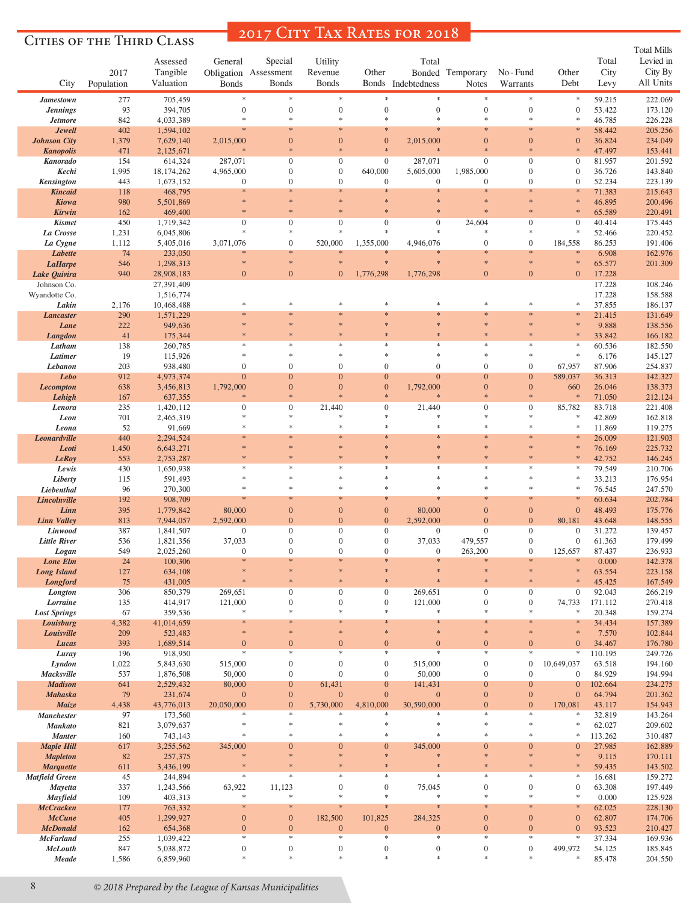# 2017 City Tax Rates for 2018

## Cities of the Third Class

| City | 2017 Population | Assessed Tangible Valuation | General Obligation Bonds | Special Assessment Bonds | Utility Revenue Bonds | Other Bonds | Total Bonded Indebtedness | Temporary Notes | No-Fund Warrants | Other Debt | Total City Levy | Total Mills Levied in City By All Units |
|---|---|---|---|---|---|---|---|---|---|---|---|---|
| Jamestown | 277 | 705,459 | * | * | * | * | * | * | * | * | 59.215 | 222.069 |
| Jennings | 93 | 394,705 | 0 | 0 | 0 | 0 | 0 | 0 | 0 | 0 | 53.422 | 173.120 |
| Jetmore | 842 | 4,033,389 | * | * | * | * | * | * | * | * | 46.785 | 226.228 |
| Jewell | 402 | 1,594,102 | * | * | * | * | * | * | * | * | 58.442 | 205.256 |
| Johnson City | 1,379 | 7,629,140 | 2,015,000 | 0 | 0 | 0 | 2,015,000 | 0 | 0 | 0 | 36.824 | 234.049 |
| Kanopolis | 471 | 2,125,671 | * | * | * | * | * | * | * | * | 47.497 | 153.441 |
| Kanorado | 154 | 614,324 | 287,071 | 0 | 0 | 0 | 287,071 | 0 | 0 | 0 | 81.957 | 201.592 |
| Kechi | 1,995 | 18,174,262 | 4,965,000 | 0 | 0 | 640,000 | 5,605,000 | 1,985,000 | 0 | 0 | 36.726 | 143.840 |
| Kensington | 443 | 1,673,152 | 0 | 0 | 0 | 0 | 0 | 0 | 0 | 0 | 52.234 | 223.139 |
| Kincaid | 118 | 468,795 | * | * | * | * | * | * | * | * | 71.383 | 215.643 |
| Kiowa | 980 | 5,501,869 | * | * | * | * | * | * | * | * | 46.895 | 200.496 |
| Kirwin | 162 | 469,400 | * | * | * | * | * | * | * | * | 65.589 | 220.491 |
| Kismet | 450 | 1,719,342 | 0 | 0 | 0 | 0 | 0 | 24,604 | 0 | 0 | 40.414 | 175.445 |
| La Crosse | 1,231 | 6,045,806 | * | * | * | * | * | * | * | * | 52.466 | 220.452 |
| La Cygne | 1,112 | 5,405,016 | 3,071,076 | 0 | 520,000 | 1,355,000 | 4,946,076 | 0 | 0 | 184,558 | 86.253 | 191.406 |
| Labette | 74 | 233,050 | * | * | * | * | * | * | * | * | 6.908 | 162.976 |
| LaHarpe | 546 | 1,298,313 | * | * | * | * | * | * | * | * | 65.577 | 201.309 |
| Lake Quivira | 940 | 28,908,183 | 0 | 0 | 0 | 1,776,298 | 1,776,298 | 0 | 0 | 0 | 17.228 | |
| Johnson Co. | | 27,391,409 | | | | | | | | | 17.228 | 108.246 |
| Wyandotte Co. | | 1,516,774 | | | | | | | | | 17.228 | 158.588 |
| Lakin | 2,176 | 10,468,488 | * | * | * | * | * | * | * | * | 37.855 | 186.137 |
| Lancaster | 290 | 1,571,229 | * | * | * | * | * | * | * | * | 21.415 | 131.649 |
| Lane | 222 | 949,636 | * | * | * | * | * | * | * | * | 9.888 | 138.556 |
| Langdon | 41 | 175,344 | * | * | * | * | * | * | * | * | 33.842 | 166.182 |
| Latham | 138 | 260,785 | * | * | * | * | * | * | * | * | 60.536 | 182.550 |
| Latimer | 19 | 115,926 | * | * | * | * | * | * | * | * | 6.176 | 145.127 |
| Lebanon | 203 | 938,480 | 0 | 0 | 0 | 0 | 0 | 0 | 0 | 67,957 | 87.906 | 254.837 |
| Lebo | 912 | 4,973,374 | 0 | 0 | 0 | 0 | 0 | 0 | 0 | 589,037 | 36.313 | 142.327 |
| Lecompton | 638 | 3,456,813 | 1,792,000 | 0 | 0 | 0 | 1,792,000 | 0 | 0 | 660 | 26.046 | 138.373 |
| Lehigh | 167 | 637,355 | * | * | * | * | * | * | * | * | 71.050 | 212.124 |
| Lenora | 235 | 1,420,112 | 0 | 0 | 21,440 | 0 | 21,440 | 0 | 0 | 85,782 | 83.718 | 221.408 |
| Leon | 701 | 2,465,319 | * | * | * | * | * | * | * | * | 42.869 | 162.818 |
| Leona | 52 | 91,669 | * | * | * | * | * | * | * | * | 11.869 | 119.275 |
| Leonardville | 440 | 2,294,524 | * | * | * | * | * | * | * | * | 26.009 | 121.903 |
| Leoti | 1,450 | 6,643,271 | * | * | * | * | * | * | * | * | 76.169 | 225.732 |
| LeRoy | 553 | 2,753,287 | * | * | * | * | * | * | * | * | 42.752 | 146.245 |
| Lewis | 430 | 1,650,938 | * | * | * | * | * | * | * | * | 79.549 | 210.706 |
| Liberty | 115 | 591,493 | * | * | * | * | * | * | * | * | 33.213 | 176.954 |
| Liebenthal | 96 | 270,300 | * | * | * | * | * | * | * | * | 76.545 | 247.570 |
| Lincolnville | 192 | 908,709 | * | * | * | * | * | * | * | * | 60.634 | 202.784 |
| Linn | 395 | 1,779,842 | 80,000 | 0 | 0 | 0 | 80,000 | 0 | 0 | 0 | 48.493 | 175.776 |
| Linn Valley | 813 | 7,944,057 | 2,592,000 | 0 | 0 | 0 | 2,592,000 | 0 | 0 | 80,181 | 43.648 | 148.555 |
| Linwood | 387 | 1,841,507 | 0 | 0 | 0 | 0 | 0 | 0 | 0 | 0 | 31.272 | 139.457 |
| Little River | 536 | 1,821,356 | 37,033 | 0 | 0 | 0 | 37,033 | 479,557 | 0 | 0 | 61.363 | 179.499 |
| Logan | 549 | 2,025,260 | 0 | 0 | 0 | 0 | 0 | 263,200 | 0 | 125,657 | 87.437 | 236.933 |
| Lone Elm | 24 | 100,306 | * | * | * | * | * | * | * | * | 0.000 | 142.378 |
| Long Island | 127 | 634,108 | * | * | * | * | * | * | * | * | 63.554 | 223.158 |
| Longford | 75 | 431,005 | * | * | * | * | * | * | * | * | 45.425 | 167.549 |
| Longton | 306 | 850,379 | 269,651 | 0 | 0 | 0 | 269,651 | 0 | 0 | 0 | 92.043 | 266.219 |
| Lorraine | 135 | 414,917 | 121,000 | 0 | 0 | 0 | 121,000 | 0 | 0 | 74,733 | 171.112 | 270.418 |
| Lost Springs | 67 | 359,536 | * | * | * | * | * | * | * | * | 20.348 | 159.274 |
| Louisburg | 4,382 | 41,014,659 | * | * | * | * | * | * | * | * | 34.434 | 157.389 |
| Louisville | 209 | 523,483 | * | * | * | * | * | * | * | * | 7.570 | 102.844 |
| Lucas | 393 | 1,689,514 | 0 | 0 | 0 | 0 | 0 | 0 | 0 | 0 | 34.467 | 176.780 |
| Luray | 196 | 918,950 | * | * | * | * | * | * | * | * | 110.195 | 249.726 |
| Lyndon | 1,022 | 5,843,630 | 515,000 | 0 | 0 | 0 | 515,000 | 0 | 0 | 10,649,037 | 63.518 | 194.160 |
| Macksville | 537 | 1,876,508 | 50,000 | 0 | 0 | 0 | 50,000 | 0 | 0 | 0 | 84.929 | 194.994 |
| Madison | 641 | 2,529,432 | 80,000 | 0 | 61,431 | 0 | 141,431 | 0 | 0 | 0 | 102.664 | 234.275 |
| Mahaska | 79 | 231,674 | 0 | 0 | 0 | 0 | 0 | 0 | 0 | 0 | 64.794 | 201.362 |
| Maize | 4,438 | 43,776,013 | 20,050,000 | 0 | 5,730,000 | 4,810,000 | 30,590,000 | 0 | 0 | 170,081 | 43.117 | 154.943 |
| Manchester | 97 | 173,560 | * | * | * | * | * | * | * | * | 32.819 | 143.264 |
| Mankato | 821 | 3,079,637 | * | * | * | * | * | * | * | * | 62.027 | 209.602 |
| Manter | 160 | 743,143 | * | * | * | * | * | * | * | * | 113.262 | 310.487 |
| Maple Hill | 617 | 3,255,562 | 345,000 | 0 | 0 | 0 | 345,000 | 0 | 0 | 0 | 27.985 | 162.889 |
| Mapleton | 82 | 257,375 | * | * | * | * | * | * | * | * | 9.115 | 170.111 |
| Marquette | 611 | 3,436,199 | * | * | * | * | * | * | * | * | 59.435 | 143.502 |
| Matfield Green | 45 | 244,894 | * | * | * | * | * | * | * | * | 16.681 | 159.272 |
| Mayetta | 337 | 1,243,566 | 63,922 | 11,123 | 0 | 0 | 75,045 | 0 | 0 | 0 | 63.308 | 197.449 |
| Mayfield | 109 | 403,313 | * | * | * | * | * | * | * | * | 0.000 | 125.928 |
| McCracken | 177 | 763,332 | * | * | * | * | * | * | * | * | 62.025 | 228.130 |
| McCune | 405 | 1,299,927 | 0 | 0 | 182,500 | 101,825 | 284,325 | 0 | 0 | 0 | 62.807 | 174.706 |
| McDonald | 162 | 654,368 | 0 | 0 | 0 | 0 | 0 | 0 | 0 | 0 | 93.523 | 210.427 |
| McFarland | 255 | 1,039,422 | * | * | * | * | * | * | * | * | 37.334 | 169.936 |
| McLouth | 847 | 5,038,872 | 0 | 0 | 0 | 0 | 0 | 0 | 0 | 499,972 | 54.125 | 185.845 |
| Meade | 1,586 | 6,859,960 | * | * | * | * | * | * | * | * | 85.478 | 204.550 |

© 2018 Prepared by the League of Kansas Municipalities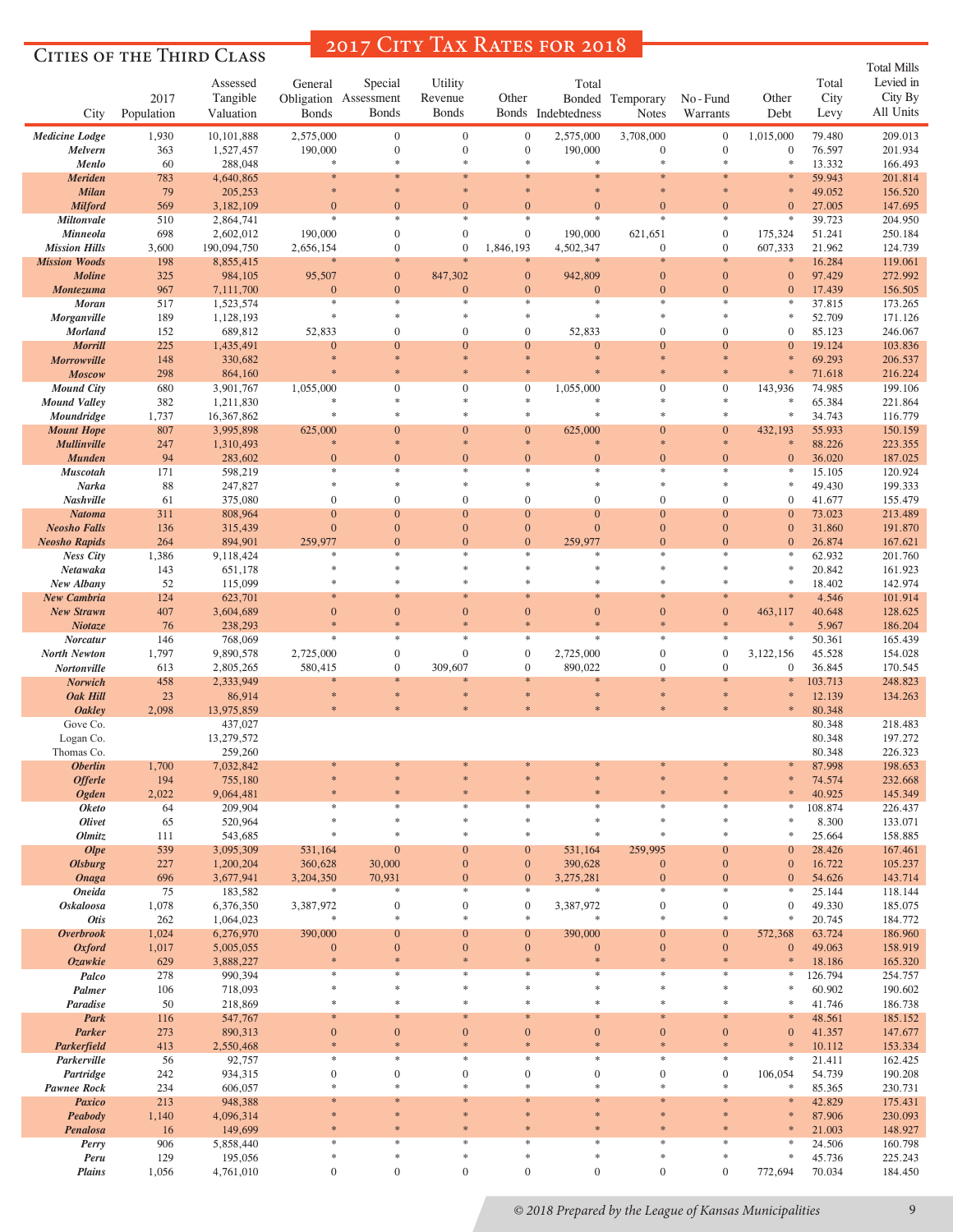# 2017 City Tax Rates for 2018

## Cities of the Third Class

| City | 2017 Population | Assessed Tangible Valuation | General Obligation Bonds | Special Assessment Bonds | Utility Revenue Bonds | Other Bonds | Total Bonded Indebtedness | Temporary Notes | No-Fund Warrants | Other Debt | Total City Levy | Total Mills Levied in City By All Units |
|---|---|---|---|---|---|---|---|---|---|---|---|---|
| Medicine Lodge | 1,930 | 10,101,888 | 2,575,000 | 0 | 0 | 0 | 2,575,000 | 3,708,000 | 0 | 1,015,000 | 79.480 | 209.013 |
| Melvern | 363 | 1,527,457 | 190,000 | 0 | 0 | 0 | 190,000 | 0 | 0 | 0 | 76.597 | 201.934 |
| Menlo | 60 | 288,048 | * | * | * | * | * | * | * | * | 13.332 | 166.493 |
| Meriden | 783 | 4,640,865 | * | * | * | * | * | * | * | * | 59.943 | 201.814 |
| Milan | 79 | 205,253 | * | * | * | * | * | * | * | * | 49.052 | 156.520 |
| Milford | 569 | 3,182,109 | 0 | 0 | 0 | 0 | 0 | 0 | 0 | 0 | 27.005 | 147.695 |
| Miltonvale | 510 | 2,864,741 | * | * | * | * | * | * | * | * | 39.723 | 204.950 |
| Minneola | 698 | 2,602,012 | 190,000 | 0 | 0 | 0 | 190,000 | 621,651 | 0 | 175,324 | 51.241 | 250.184 |
| Mission Hills | 3,600 | 190,094,750 | 2,656,154 | 0 | 0 | 1,846,193 | 4,502,347 | 0 | 0 | 607,333 | 21.962 | 124.739 |
| Mission Woods | 198 | 8,855,415 | * | * | * | * | * | * | * | * | 16.284 | 119.061 |
| Moline | 325 | 984,105 | 95,507 | 0 | 847,302 | 0 | 942,809 | 0 | 0 | 0 | 97.429 | 272.992 |
| Montezuma | 967 | 7,111,700 | 0 | 0 | 0 | 0 | 0 | 0 | 0 | 0 | 17.439 | 156.505 |
| Moran | 517 | 1,523,574 | * | * | * | * | * | * | * | * | 37.815 | 173.265 |
| Morganville | 189 | 1,128,193 | * | * | * | * | * | * | * | * | 52.709 | 171.126 |
| Morland | 152 | 689,812 | 52,833 | 0 | 0 | 0 | 52,833 | 0 | 0 | 0 | 85.123 | 246.067 |
| Morrill | 225 | 1,435,491 | 0 | 0 | 0 | 0 | 0 | 0 | 0 | 0 | 19.124 | 103.836 |
| Morrowville | 148 | 330,682 | * | * | * | * | * | * | * | * | 69.293 | 206.537 |
| Moscow | 298 | 864,160 | * | * | * | * | * | * | * | * | 71.618 | 216.224 |
| Mound City | 680 | 3,901,767 | 1,055,000 | 0 | 0 | 0 | 1,055,000 | 0 | 0 | 143,936 | 74.985 | 199.106 |
| Mound Valley | 382 | 1,211,830 | * | * | * | * | * | * | * | * | 65.384 | 221.864 |
| Moundridge | 1,737 | 16,367,862 | * | * | * | * | * | * | * | * | 34.743 | 116.779 |
| Mount Hope | 807 | 3,995,898 | 625,000 | 0 | 0 | 0 | 625,000 | 0 | 0 | 432,193 | 55.933 | 150.159 |
| Mullinville | 247 | 1,310,493 | * | * | * | * | * | * | * | * | 88.226 | 223.355 |
| Munden | 94 | 283,602 | 0 | 0 | 0 | 0 | 0 | 0 | 0 | 0 | 36.020 | 187.025 |
| Muscotah | 171 | 598,219 | * | * | * | * | * | * | * | * | 15.105 | 120.924 |
| Narka | 88 | 247,827 | * | * | * | * | * | * | * | * | 49.430 | 199.333 |
| Nashville | 61 | 375,080 | 0 | 0 | 0 | 0 | 0 | 0 | 0 | 0 | 41.677 | 155.479 |
| Natoma | 311 | 808,964 | 0 | 0 | 0 | 0 | 0 | 0 | 0 | 0 | 73.023 | 213.489 |
| Neosho Falls | 136 | 315,439 | 0 | 0 | 0 | 0 | 0 | 0 | 0 | 0 | 31.860 | 191.870 |
| Neosho Rapids | 264 | 894,901 | 259,977 | 0 | 0 | 0 | 259,977 | 0 | 0 | 0 | 26.874 | 167.621 |
| Ness City | 1,386 | 9,118,424 | * | * | * | * | * | * | * | * | 62.932 | 201.760 |
| Netawaka | 143 | 651,178 | * | * | * | * | * | * | * | * | 20.842 | 161.923 |
| New Albany | 52 | 115,099 | * | * | * | * | * | * | * | * | 18.402 | 142.974 |
| New Cambria | 124 | 623,701 | * | * | * | * | * | * | * | * | 4.546 | 101.914 |
| New Strawn | 407 | 3,604,689 | 0 | 0 | 0 | 0 | 0 | 0 | 0 | 463,117 | 40.648 | 128.625 |
| Niotaze | 76 | 238,293 | * | * | * | * | * | * | * | * | 5.967 | 186.204 |
| Norcatur | 146 | 768,069 | * | * | * | * | * | * | * | * | 50.361 | 165.439 |
| North Newton | 1,797 | 9,890,578 | 2,725,000 | 0 | 0 | 0 | 2,725,000 | 0 | 0 | 3,122,156 | 45.528 | 154.028 |
| Nortonville | 613 | 2,805,265 | 580,415 | 0 | 309,607 | 0 | 890,022 | 0 | 0 | 0 | 36.845 | 170.545 |
| Norwich | 458 | 2,333,949 | * | * | * | * | * | * | * | * | 103.713 | 248.823 |
| Oak Hill | 23 | 86,914 | * | * | * | * | * | * | * | * | 12.139 | 134.263 |
| Oakley | 2,098 | 13,975,859 | * | * | * | * | * | * | * | * | 80.348 | |
| Gove Co. | | 437,027 | | | | | | | | | 80.348 | 218.483 |
| Logan Co. | | 13,279,572 | | | | | | | | | 80.348 | 197.272 |
| Thomas Co. | | 259,260 | | | | | | | | | 80.348 | 226.323 |
| Oberlin | 1,700 | 7,032,842 | * | * | * | * | * | * | * | * | 87.998 | 198.653 |
| Offerle | 194 | 755,180 | * | * | * | * | * | * | * | * | 74.574 | 232.668 |
| Ogden | 2,022 | 9,064,481 | * | * | * | * | * | * | * | * | 40.925 | 145.349 |
| Oketo | 64 | 209,904 | * | * | * | * | * | * | * | * | 108.874 | 226.437 |
| Olivet | 65 | 520,964 | * | * | * | * | * | * | * | * | 8.300 | 133.071 |
| Olmitz | 111 | 543,685 | * | * | * | * | * | * | * | * | 25.664 | 158.885 |
| Olpe | 539 | 3,095,309 | 531,164 | 0 | 0 | 0 | 531,164 | 259,995 | 0 | 0 | 28.426 | 167.461 |
| Olsburg | 227 | 1,200,204 | 360,628 | 30,000 | 0 | 0 | 390,628 | 0 | 0 | 0 | 16.722 | 105.237 |
| Onaga | 696 | 3,677,941 | 3,204,350 | 70,931 | 0 | 0 | 3,275,281 | 0 | 0 | 0 | 54.626 | 143.714 |
| Oneida | 75 | 183,582 | * | * | * | * | * | * | * | * | 25.144 | 118.144 |
| Oskaloosa | 1,078 | 6,376,350 | 3,387,972 | 0 | 0 | 0 | 3,387,972 | 0 | 0 | 0 | 49.330 | 185.075 |
| Otis | 262 | 1,064,023 | * | * | * | * | * | * | * | * | 20.745 | 184.772 |
| Overbrook | 1,024 | 6,276,970 | 390,000 | 0 | 0 | 0 | 390,000 | 0 | 0 | 572,368 | 63.724 | 186.960 |
| Oxford | 1,017 | 5,005,055 | 0 | 0 | 0 | 0 | 0 | 0 | 0 | 0 | 49.063 | 158.919 |
| Ozawkie | 629 | 3,888,227 | * | * | * | * | * | * | * | * | 18.186 | 165.320 |
| Palco | 278 | 990,394 | * | * | * | * | * | * | * | * | 126.794 | 254.757 |
| Palmer | 106 | 718,093 | * | * | * | * | * | * | * | * | 60.902 | 190.602 |
| Paradise | 50 | 218,869 | * | * | * | * | * | * | * | * | 41.746 | 186.738 |
| Park | 116 | 547,767 | * | * | * | * | * | * | * | * | 48.561 | 185.152 |
| Parker | 273 | 890,313 | 0 | 0 | 0 | 0 | 0 | 0 | 0 | 0 | 41.357 | 147.677 |
| Parkerfield | 413 | 2,550,468 | * | * | * | * | * | * | * | * | 10.112 | 153.334 |
| Parkerville | 56 | 92,757 | * | * | * | * | * | * | * | * | 21.411 | 162.425 |
| Partridge | 242 | 934,315 | 0 | 0 | 0 | 0 | 0 | 0 | 0 | 106,054 | 54.739 | 190.208 |
| Pawnee Rock | 234 | 606,057 | * | * | * | * | * | * | * | * | 85.365 | 230.731 |
| Paxico | 213 | 948,388 | * | * | * | * | * | * | * | * | 42.829 | 175.431 |
| Peabody | 1,140 | 4,096,314 | * | * | * | * | * | * | * | * | 87.906 | 230.093 |
| Penalosa | 16 | 149,699 | * | * | * | * | * | * | * | * | 21.003 | 148.927 |
| Perry | 906 | 5,858,440 | * | * | * | * | * | * | * | * | 24.506 | 160.798 |
| Peru | 129 | 195,056 | * | * | * | * | * | * | * | * | 45.736 | 225.243 |
| Plains | 1,056 | 4,761,010 | 0 | 0 | 0 | 0 | 0 | 0 | 0 | 772,694 | 70.034 | 184.450 |

© 2018 Prepared by the League of Kansas Municipalities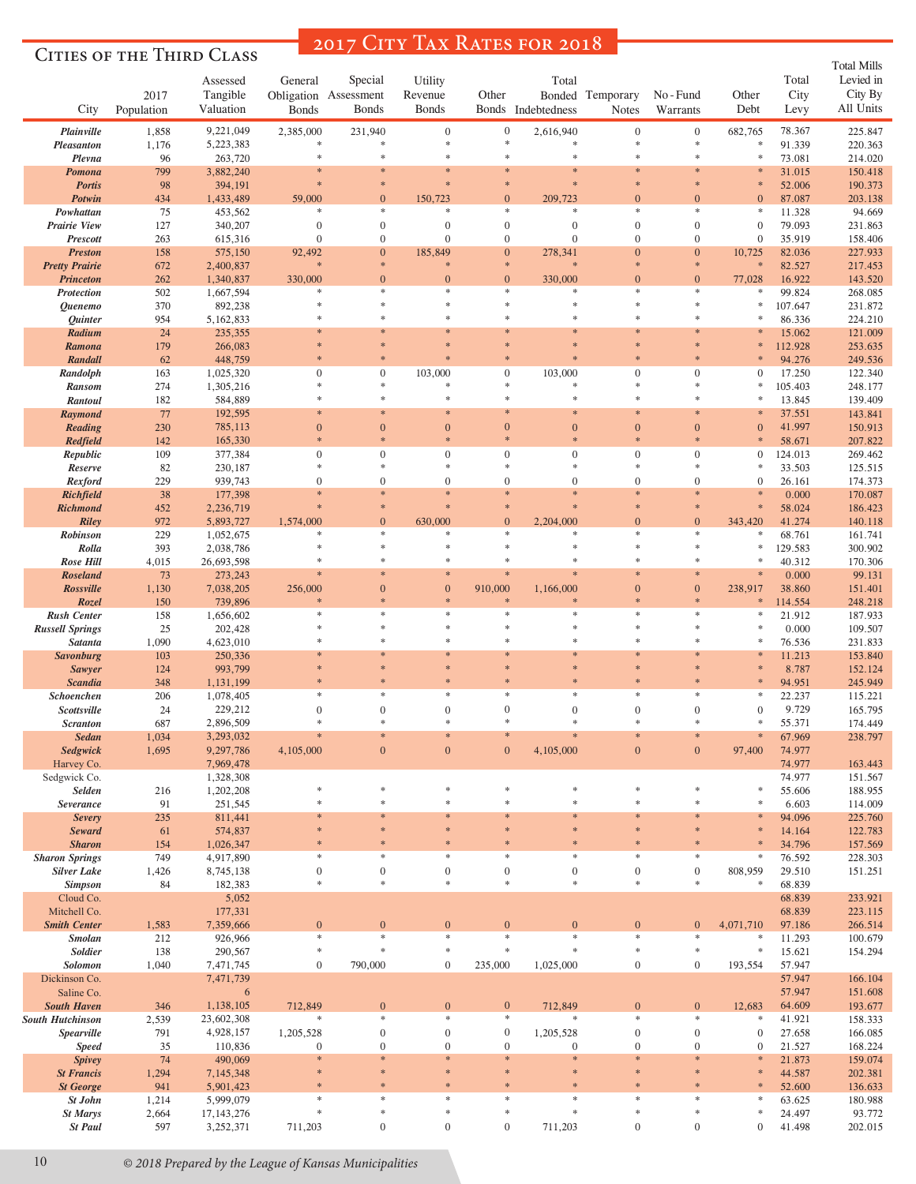## 2017 City Tax Rates for 2018

### Cities of the Third Class

| City | 2017 Population | Assessed Tangible Valuation | General Obligation Bonds | Special Assessment Bonds | Utility Revenue Bonds | Other Bonds | Total Bonded Indebtedness | Temporary Notes | No-Fund Warrants | Other Debt | Total City Levy | Total Mills Levied in City By All Units |
|---|---|---|---|---|---|---|---|---|---|---|---|---|
| Plainville | 1,858 | 9,221,049 | 2,385,000 | 231,940 | 0 | 0 | 2,616,940 | 0 | 0 | 682,765 | 78.367 | 225.847 |
| Pleasanton | 1,176 | 5,223,383 | * | * | * | * | * | * | * | * | 91.339 | 220.363 |
| Plevna | 96 | 263,720 | * | * | * | * | * | * | * | * | 73.081 | 214.020 |
| Pomona | 799 | 3,882,240 | * | * | * | * | * | * | * | * | 31.015 | 150.418 |
| Portis | 98 | 394,191 | * | * | * | * | * | * | * | * | 52.006 | 190.373 |
| Potwin | 434 | 1,433,489 | 59,000 | 0 | 150,723 | 0 | 209,723 | 0 | 0 | 0 | 87.087 | 203.138 |
| Powhattan | 75 | 453,562 | * | * | * | * | * | * | * | * | 11.328 | 94.669 |
| Prairie View | 127 | 340,207 | 0 | 0 | 0 | 0 | 0 | 0 | 0 | 0 | 79.093 | 231.863 |
| Prescott | 263 | 615,316 | 0 | 0 | 0 | 0 | 0 | 0 | 0 | 0 | 35.919 | 158.406 |
| Preston | 158 | 575,150 | 92,492 | 0 | 185,849 | 0 | 278,341 | 0 | 0 | 10,725 | 82.036 | 227.933 |
| Pretty Prairie | 672 | 2,400,837 | * | * | * | * | * | * | * | * | 82.527 | 217.453 |
| Princeton | 262 | 1,340,837 | 330,000 | 0 | 0 | 0 | 330,000 | 0 | 0 | 77,028 | 16.922 | 143.520 |
| Protection | 502 | 1,667,594 | * | * | * | * | * | * | * | * | 99.824 | 268.085 |
| Quenemo | 370 | 892,238 | * | * | * | * | * | * | * | * | 107.647 | 231.872 |
| Quinter | 954 | 5,162,833 | * | * | * | * | * | * | * | * | 86.336 | 224.210 |
| Radium | 24 | 235,355 | * | * | * | * | * | * | * | * | 15.062 | 121.009 |
| Ramona | 179 | 266,083 | * | * | * | * | * | * | * | * | 112.928 | 253.635 |
| Randall | 62 | 448,759 | * | * | * | * | * | * | * | * | 94.276 | 249.536 |
| Randolph | 163 | 1,025,320 | 0 | 0 | 103,000 | 0 | 103,000 | 0 | 0 | 0 | 17.250 | 122.340 |
| Ransom | 274 | 1,305,216 | * | * | * | * | * | * | * | * | 105.403 | 248.177 |
| Rantoul | 182 | 584,889 | * | * | * | * | * | * | * | * | 13.845 | 139.409 |
| Raymond | 77 | 192,595 | * | * | * | * | * | * | * | * | 37.551 | 143.841 |
| Reading | 230 | 785,113 | 0 | 0 | 0 | 0 | 0 | 0 | 0 | 0 | 41.997 | 150.913 |
| Redfield | 142 | 165,330 | * | * | * | * | * | * | * | * | 58.671 | 207.822 |
| Republic | 109 | 377,384 | 0 | 0 | 0 | 0 | 0 | 0 | 0 | 0 | 124.013 | 269.462 |
| Reserve | 82 | 230,187 | * | * | * | * | * | * | * | * | 33.503 | 125.515 |
| Rexford | 229 | 939,743 | 0 | 0 | 0 | 0 | 0 | 0 | 0 | 0 | 26.161 | 174.373 |
| Richfield | 38 | 177,398 | * | * | * | * | * | * | * | * | 0.000 | 170.087 |
| Richmond | 452 | 2,236,719 | * | * | * | * | * | * | * | * | 58.024 | 186.423 |
| Riley | 972 | 5,893,727 | 1,574,000 | 0 | 630,000 | 0 | 2,204,000 | 0 | 0 | 343,420 | 41.274 | 140.118 |
| Robinson | 229 | 1,052,675 | * | * | * | * | * | * | * | * | 68.761 | 161.741 |
| Rolla | 393 | 2,038,786 | * | * | * | * | * | * | * | * | 129.583 | 300.902 |
| Rose Hill | 4,015 | 26,693,598 | * | * | * | * | * | * | * | * | 40.312 | 170.306 |
| Roseland | 73 | 273,243 | * | * | * | * | * | * | * | * | 0.000 | 99.131 |
| Rossville | 1,130 | 7,038,205 | 256,000 | 0 | 0 | 910,000 | 1,166,000 | 0 | 0 | 238,917 | 38.860 | 151.401 |
| Rozel | 150 | 739,896 | * | * | * | * | * | * | * | * | 114.554 | 248.218 |
| Rush Center | 158 | 1,656,602 | * | * | * | * | * | * | * | * | 21.912 | 187.933 |
| Russell Springs | 25 | 202,428 | * | * | * | * | * | * | * | * | 0.000 | 109.507 |
| Satanta | 1,090 | 4,623,010 | * | * | * | * | * | * | * | * | 76.536 | 231.833 |
| Savonburg | 103 | 250,336 | * | * | * | * | * | * | * | * | 11.213 | 153.840 |
| Sawyer | 124 | 993,799 | * | * | * | * | * | * | * | * | 8.787 | 152.124 |
| Scandia | 348 | 1,131,199 | * | * | * | * | * | * | * | * | 94.951 | 245.949 |
| Schoenchen | 206 | 1,078,405 | * | * | * | * | * | * | * | * | 22.237 | 115.221 |
| Scottsville | 24 | 229,212 | 0 | 0 | 0 | 0 | 0 | 0 | 0 | 0 | 9.729 | 165.795 |
| Scranton | 687 | 2,896,509 | * | * | * | * | * | * | * | * | 55.371 | 174.449 |
| Sedan | 1,034 | 3,293,032 | * | * | * | * | * | * | * | * | 67.969 | 238.797 |
| Sedgwick | 1,695 | 9,297,786 | 4,105,000 | 0 | 0 | 0 | 4,105,000 | 0 | 0 | 97,400 | 74.977 | |
| Harvey Co. | | 7,969,478 | | | | | | | | | 74.977 | 163.443 |
| Sedgwick Co. | | 1,328,308 | | | | | | | | | 74.977 | 151.567 |
| Selden | 216 | 1,202,208 | * | * | * | * | * | * | * | * | 55.606 | 188.955 |
| Severance | 91 | 251,545 | * | * | * | * | * | * | * | * | 6.603 | 114.009 |
| Severy | 235 | 811,441 | * | * | * | * | * | * | * | * | 94.096 | 225.760 |
| Seward | 61 | 574,837 | * | * | * | * | * | * | * | * | 14.164 | 122.783 |
| Sharon | 154 | 1,026,347 | * | * | * | * | * | * | * | * | 34.796 | 157.569 |
| Sharon Springs | 749 | 4,917,890 | * | * | * | * | * | * | * | * | 76.592 | 228.303 |
| Silver Lake | 1,426 | 8,745,138 | 0 | 0 | 0 | 0 | 0 | 0 | 0 | 808,959 | 29.510 | 151.251 |
| Simpson | 84 | 182,383 | * | * | * | * | * | * | * | * | 68.839 | |
| Cloud Co. | | 5,052 | | | | | | | | | 68.839 | 233.921 |
| Mitchell Co. | | 177,331 | | | | | | | | | 68.839 | 223.115 |
| Smith Center | 1,583 | 7,359,666 | 0 | 0 | 0 | 0 | 0 | 0 | 0 | 4,071,710 | 97.186 | 266.514 |
| Smolan | 212 | 926,966 | * | * | * | * | * | * | * | * | 11.293 | 100.679 |
| Soldier | 138 | 290,567 | * | * | * | * | * | * | * | * | 15.621 | 154.294 |
| Solomon | 1,040 | 7,471,745 | 0 | 790,000 | 0 | 235,000 | 1,025,000 | 0 | 0 | 193,554 | 57.947 | |
| Dickinson Co. | | 7,471,739 | | | | | | | | | 57.947 | 166.104 |
| Saline Co. | | 6 | | | | | | | | | 57.947 | 151.608 |
| South Haven | 346 | 1,138,105 | 712,849 | 0 | 0 | 0 | 712,849 | 0 | 0 | 12,683 | 64.609 | 193.677 |
| South Hutchinson | 2,539 | 23,602,308 | * | * | * | * | * | * | * | * | 41.921 | 158.333 |
| Spearville | 791 | 4,928,157 | 1,205,528 | 0 | 0 | 0 | 1,205,528 | 0 | 0 | 0 | 27.658 | 166.085 |
| Speed | 35 | 110,836 | 0 | 0 | 0 | 0 | 0 | 0 | 0 | 0 | 21.527 | 168.224 |
| Spivey | 74 | 490,069 | * | * | * | * | * | * | * | * | 21.873 | 159.074 |
| St Francis | 1,294 | 7,145,348 | * | * | * | * | * | * | * | * | 44.587 | 202.381 |
| St George | 941 | 5,901,423 | * | * | * | * | * | * | * | * | 52.600 | 136.633 |
| St John | 1,214 | 5,999,079 | * | * | * | * | * | * | * | * | 63.625 | 180.988 |
| St Marys | 2,664 | 17,143,276 | * | * | * | * | * | * | * | * | 24.497 | 93.772 |
| St Paul | 597 | 3,252,371 | 711,203 | 0 | 0 | 0 | 711,203 | 0 | 0 | 0 | 41.498 | 202.015 |

© 2018 Prepared by the League of Kansas Municipalities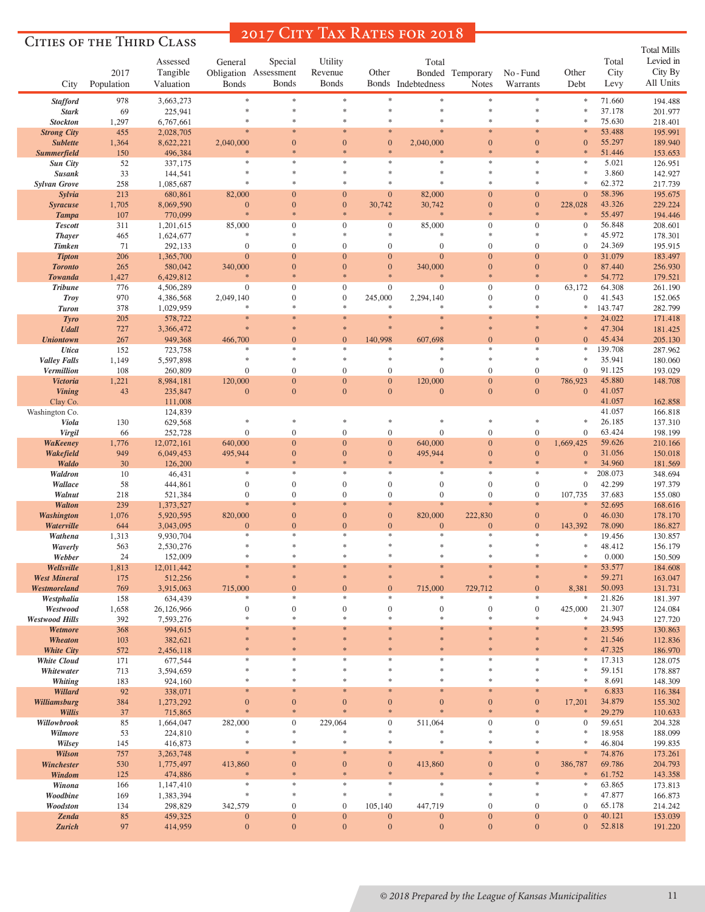# 2017 City Tax Rates for 2018

## Cities of the Third Class

| City | 2017 Population | Assessed Tangible Valuation | General Obligation Bonds | Special Assessment Bonds | Utility Revenue Bonds | Other Bonds | Total Bonded Indebtedness | Temporary Notes | No-Fund Warrants | Other Debt | Total City Levy | Total Mills Levied in City By All Units |
|---|---|---|---|---|---|---|---|---|---|---|---|---|
| Stafford | 978 | 3,663,273 | * | * | * | * | * | * | * | * | 71.660 | 194.488 |
| Stark | 69 | 225,941 | * | * | * | * | * | * | * | * | 37.178 | 201.977 |
| Stockton | 1,297 | 6,767,661 | * | * | * | * | * | * | * | * | 75.630 | 218.401 |
| Strong City | 455 | 2,028,705 | * | * | * | * | * | * | * | * | 53.488 | 195.991 |
| Sublette | 1,364 | 8,622,221 | 2,040,000 | 0 | 0 | 0 | 2,040,000 | 0 | 0 | 0 | 55.297 | 189.940 |
| Summerfield | 150 | 496,384 | * | * | * | * | * | * | * | * | 51.446 | 153.653 |
| Sun City | 52 | 337,175 | * | * | * | * | * | * | * | * | 5.021 | 126.951 |
| Susank | 33 | 144,541 | * | * | * | * | * | * | * | * | 3.860 | 142.927 |
| Sylvan Grove | 258 | 1,085,687 | * | * | * | * | * | * | * | * | 62.372 | 217.739 |
| Sylvia | 213 | 680,861 | 82,000 | 0 | 0 | 0 | 82,000 | 0 | 0 | 0 | 58.396 | 195.675 |
| Syracuse | 1,705 | 8,069,590 | 0 | 0 | 0 | 30,742 | 30,742 | 0 | 0 | 228,028 | 43.326 | 229.224 |
| Tampa | 107 | 770,099 | * | * | * | * | * | * | * | * | 55.497 | 194.446 |
| Tescott | 311 | 1,201,615 | 85,000 | 0 | 0 | 0 | 85,000 | 0 | 0 | 0 | 56.848 | 208.601 |
| Thayer | 465 | 1,624,677 | * | * | * | * | * | * | * | * | 45.972 | 178.301 |
| Timken | 71 | 292,133 | 0 | 0 | 0 | 0 | 0 | 0 | 0 | 0 | 24.369 | 195.915 |
| Tipton | 206 | 1,365,700 | 0 | 0 | 0 | 0 | 0 | 0 | 0 | 0 | 31.079 | 183.497 |
| Toronto | 265 | 580,042 | 340,000 | 0 | 0 | 0 | 340,000 | 0 | 0 | 0 | 87.440 | 256.930 |
| Towanda | 1,427 | 6,429,812 | * | * | * | * | * | * | * | * | 54.772 | 179.521 |
| Tribune | 776 | 4,506,289 | 0 | 0 | 0 | 0 | 0 | 0 | 0 | 63,172 | 64.308 | 261.190 |
| Troy | 970 | 4,386,568 | 2,049,140 | 0 | 0 | 245,000 | 2,294,140 | 0 | 0 | 0 | 41.543 | 152.065 |
| Turon | 378 | 1,029,959 | * | * | * | * | * | * | * | * | 143.747 | 282.799 |
| Tyro | 205 | 578,722 | * | * | * | * | * | * | * | * | 24.022 | 171.418 |
| Udall | 727 | 3,366,472 | * | * | * | * | * | * | * | * | 47.304 | 181.425 |
| Uniontown | 267 | 949,368 | 466,700 | 0 | 0 | 140,998 | 607,698 | 0 | 0 | 0 | 45.434 | 205.130 |
| Utica | 152 | 723,758 | * | * | * | * | * | * | * | * | 139.708 | 287.962 |
| Valley Falls | 1,149 | 5,597,898 | * | * | * | * | * | * | * | * | 35.941 | 180.060 |
| Vermillion | 108 | 260,809 | 0 | 0 | 0 | 0 | 0 | 0 | 0 | 0 | 91.125 | 193.029 |
| Victoria | 1,221 | 8,984,181 | 120,000 | 0 | 0 | 0 | 120,000 | 0 | 0 | 786,923 | 45.880 | 148.708 |
| Vining | 43 | 235,847 | 0 | 0 | 0 | 0 | 0 | 0 | 0 | 0 | 41.057 | |
| Clay Co. | | 111,008 | | | | | | | | | 41.057 | 162.858 |
| Washington Co. | | 124,839 | | | | | | | | | 41.057 | 166.818 |
| Viola | 130 | 629,568 | * | * | * | * | * | * | * | * | 26.185 | 137.310 |
| Virgil | 66 | 252,728 | 0 | 0 | 0 | 0 | 0 | 0 | 0 | 0 | 63.424 | 198.199 |
| WaKeeney | 1,776 | 12,072,161 | 640,000 | 0 | 0 | 0 | 640,000 | 0 | 0 | 1,669,425 | 59.626 | 210.166 |
| Wakefield | 949 | 6,049,453 | 495,944 | 0 | 0 | 0 | 495,944 | 0 | 0 | 0 | 31.056 | 150.018 |
| Waldo | 30 | 126,200 | * | * | * | * | * | * | * | * | 34.960 | 181.569 |
| Waldron | 10 | 46,431 | * | * | * | * | * | * | * | * | 208.073 | 348.694 |
| Wallace | 58 | 444,861 | 0 | 0 | 0 | 0 | 0 | 0 | 0 | 0 | 42.299 | 197.379 |
| Walnut | 218 | 521,384 | 0 | 0 | 0 | 0 | 0 | 0 | 0 | 107,735 | 37.683 | 155.080 |
| Walton | 239 | 1,373,527 | * | * | * | * | * | * | * | * | 52.695 | 168.616 |
| Washington | 1,076 | 5,920,595 | 820,000 | 0 | 0 | 0 | 820,000 | 222,830 | 0 | 0 | 46.030 | 178.170 |
| Waterville | 644 | 3,043,095 | 0 | 0 | 0 | 0 | 0 | 0 | 0 | 143,392 | 78.090 | 186.827 |
| Wathena | 1,313 | 9,930,704 | * | * | * | * | * | * | * | * | 19.456 | 130.857 |
| Waverly | 563 | 2,530,276 | * | * | * | * | * | * | * | * | 48.412 | 156.179 |
| Webber | 24 | 152,009 | * | * | * | * | * | * | * | * | 0.000 | 150.509 |
| Wellsville | 1,813 | 12,011,442 | * | * | * | * | * | * | * | * | 53.577 | 184.608 |
| West Mineral | 175 | 512,256 | * | * | * | * | * | * | * | * | 59.271 | 163.047 |
| Westmoreland | 769 | 3,915,063 | 715,000 | 0 | 0 | 0 | 715,000 | 729,712 | 0 | 8,381 | 50.093 | 131.731 |
| Westphalia | 158 | 634,439 | * | * | * | * | * | * | * | * | 21.826 | 181.397 |
| Westwood | 1,658 | 26,126,966 | 0 | 0 | 0 | 0 | 0 | 0 | 0 | 425,000 | 21.307 | 124.084 |
| Westwood Hills | 392 | 7,593,276 | * | * | * | * | * | * | * | * | 24.943 | 127.720 |
| Wetmore | 368 | 994,615 | * | * | * | * | * | * | * | * | 23.595 | 130.863 |
| Wheaton | 103 | 382,621 | * | * | * | * | * | * | * | * | 21.546 | 112.836 |
| White City | 572 | 2,456,118 | * | * | * | * | * | * | * | * | 47.325 | 186.970 |
| White Cloud | 171 | 677,544 | * | * | * | * | * | * | * | * | 17.313 | 128.075 |
| Whitewater | 713 | 3,594,659 | * | * | * | * | * | * | * | * | 59.151 | 178.887 |
| Whiting | 183 | 924,160 | * | * | * | * | * | * | * | * | 8.691 | 148.309 |
| Willard | 92 | 338,071 | * | * | * | * | * | * | * | * | 6.833 | 116.384 |
| Williamsburg | 384 | 1,273,292 | 0 | 0 | 0 | 0 | 0 | 0 | 0 | 17,201 | 34.879 | 155.302 |
| Willis | 37 | 715,865 | * | * | * | * | * | * | * | * | 29.279 | 110.633 |
| Willowbrook | 85 | 1,664,047 | 282,000 | 0 | 229,064 | 0 | 511,064 | 0 | 0 | 0 | 59.651 | 204.328 |
| Wilmore | 53 | 224,810 | * | * | * | * | * | * | * | * | 18.958 | 188.099 |
| Wilsey | 145 | 416,873 | * | * | * | * | * | * | * | * | 46.804 | 199.835 |
| Wilson | 757 | 3,263,748 | * | * | * | * | * | * | * | * | 74.876 | 173.261 |
| Winchester | 530 | 1,775,497 | 413,860 | 0 | 0 | 0 | 413,860 | 0 | 0 | 386,787 | 69.786 | 204.793 |
| Windom | 125 | 474,886 | * | * | * | * | * | * | * | * | 61.752 | 143.358 |
| Winona | 166 | 1,147,410 | * | * | * | * | * | * | * | * | 63.865 | 173.813 |
| Woodbine | 169 | 1,383,394 | * | * | * | * | * | * | * | * | 47.877 | 166.873 |
| Woodston | 134 | 298,829 | 342,579 | 0 | 0 | 105,140 | 447,719 | 0 | 0 | 0 | 65.178 | 214.242 |
| Zenda | 85 | 459,325 | 0 | 0 | 0 | 0 | 0 | 0 | 0 | 0 | 40.121 | 153.039 |
| Zurich | 97 | 414,959 | 0 | 0 | 0 | 0 | 0 | 0 | 0 | 0 | 52.818 | 191.220 |

*© 2018 Prepared by the League of Kansas Municipalities*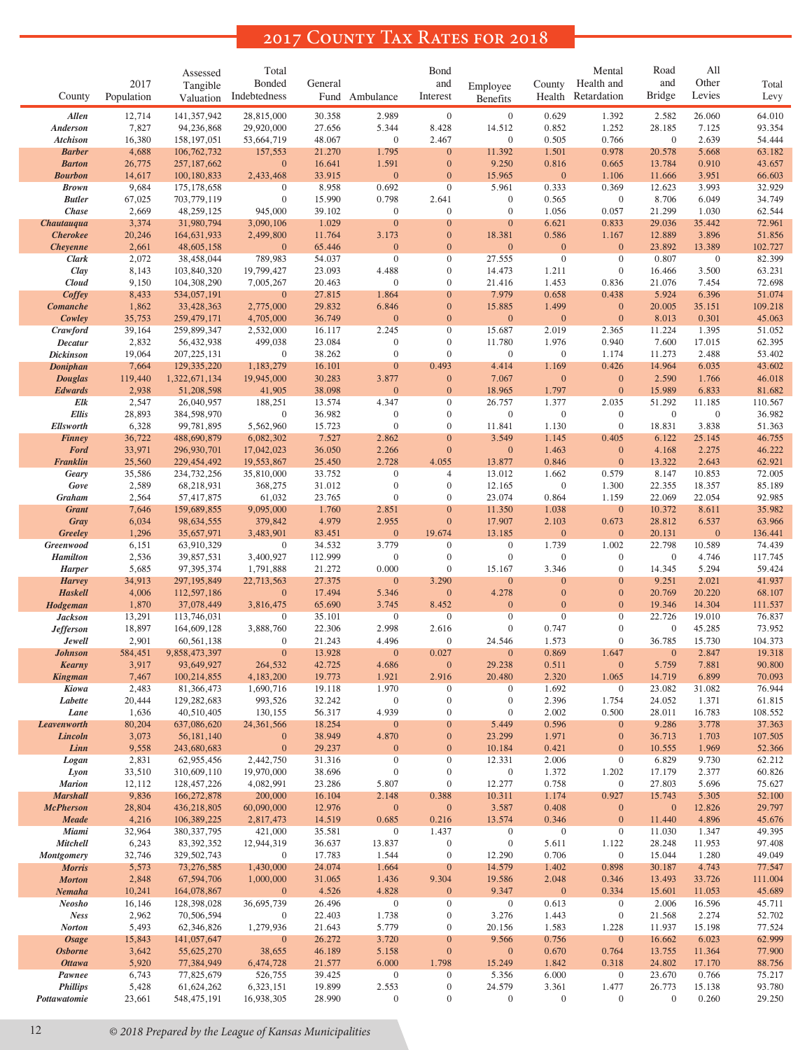# 2017 County Tax Rates for 2018

| County | 2017 Population | Assessed Tangible Valuation | Total Bonded Indebtedness | General Fund | Ambulance | Bond and Interest | Employee Benefits | County Health | Mental Health and Retardation | Road and Bridge | All Other Levies | Total Levy |
|---|---|---|---|---|---|---|---|---|---|---|---|---|
| Allen | 12,714 | 141,357,942 | 28,815,000 | 30.358 | 2.989 | 0 | 0 | 0.629 | 1.392 | 2.582 | 26.060 | 64.010 |
| Anderson | 7,827 | 94,236,868 | 29,920,000 | 27.656 | 5.344 | 8.428 | 14.512 | 0.852 | 1.252 | 28.185 | 7.125 | 93.354 |
| Atchison | 16,380 | 158,197,051 | 53,664,719 | 48.067 | 0 | 2.467 | 0 | 0.505 | 0.766 | 0 | 2.639 | 54.444 |
| Barber | 4,688 | 106,762,732 | 157,553 | 21.270 | 1.795 | 0 | 11.392 | 1.501 | 0.978 | 20.578 | 5.668 | 63.182 |
| Barton | 26,775 | 257,187,662 | 0 | 16.641 | 1.591 | 0 | 9.250 | 0.816 | 0.665 | 13.784 | 0.910 | 43.657 |
| Bourbon | 14,617 | 100,180,833 | 2,433,468 | 33.915 | 0 | 0 | 15.965 | 0 | 1.106 | 11.666 | 3.951 | 66.603 |
| Brown | 9,684 | 175,178,658 | 0 | 8.958 | 0.692 | 0 | 5.961 | 0.333 | 0.369 | 12.623 | 3.993 | 32.929 |
| Butler | 67,025 | 703,779,119 | 0 | 15.990 | 0.798 | 2.641 | 0 | 0.565 | 0 | 8.706 | 6.049 | 34.749 |
| Chase | 2,669 | 48,259,125 | 945,000 | 39.102 | 0 | 0 | 0 | 1.056 | 0.057 | 21.299 | 1.030 | 62.544 |
| Chautauqua | 3,374 | 31,980,794 | 3,090,106 | 1.029 | 0 | 0 | 0 | 6.621 | 0.833 | 29.036 | 35.442 | 72.961 |
| Cherokee | 20,246 | 164,631,933 | 2,499,800 | 11.764 | 3.173 | 0 | 18.381 | 0.586 | 1.167 | 12.889 | 3.896 | 51.856 |
| Cheyenne | 2,661 | 48,605,158 | 0 | 65.446 | 0 | 0 | 0 | 0 | 0 | 23.892 | 13.389 | 102.727 |
| Clark | 2,072 | 38,458,044 | 789,983 | 54.037 | 0 | 0 | 27.555 | 0 | 0 | 0.807 | 0 | 82.399 |
| Clay | 8,143 | 103,840,320 | 19,799,427 | 23.093 | 4.488 | 0 | 14.473 | 1.211 | 0 | 16.466 | 3.500 | 63.231 |
| Cloud | 9,150 | 104,308,290 | 7,005,267 | 20.463 | 0 | 0 | 21.416 | 1.453 | 0.836 | 21.076 | 7.454 | 72.698 |
| Coffey | 8,433 | 534,057,191 | 0 | 27.815 | 1.864 | 0 | 7.979 | 0.658 | 0.438 | 5.924 | 6.396 | 51.074 |
| Comanche | 1,862 | 33,428,363 | 2,775,000 | 29.832 | 6.846 | 0 | 15.885 | 1.499 | 0 | 20.005 | 35.151 | 109.218 |
| Cowley | 35,753 | 259,479,171 | 4,705,000 | 36.749 | 0 | 0 | 0 | 0 | 0 | 8.013 | 0.301 | 45.063 |
| Crawford | 39,164 | 259,899,347 | 2,532,000 | 16.117 | 2.245 | 0 | 15.687 | 2.019 | 2.365 | 11.224 | 1.395 | 51.052 |
| Decatur | 2,832 | 56,432,938 | 499,038 | 23.084 | 0 | 0 | 11.780 | 1.976 | 0.940 | 7.600 | 17.015 | 62.395 |
| Dickinson | 19,064 | 207,225,131 | 0 | 38.262 | 0 | 0 | 0 | 0 | 1.174 | 11.273 | 2.488 | 53.402 |
| Doniphan | 7,664 | 129,335,220 | 1,183,279 | 16.101 | 0 | 0.493 | 4.414 | 1.169 | 0.426 | 14.964 | 6.035 | 43.602 |
| Douglas | 119,440 | 1,322,671,134 | 19,945,000 | 30.283 | 3.877 | 0 | 7.067 | 0 | 0 | 2.590 | 1.766 | 46.018 |
| Edwards | 2,938 | 51,208,598 | 41,905 | 38.098 | 0 | 0 | 18.965 | 1.797 | 0 | 15.989 | 6.833 | 81.682 |
| Elk | 2,547 | 26,040,957 | 188,251 | 13.574 | 4.347 | 0 | 26.757 | 1.377 | 2.035 | 51.292 | 11.185 | 110.567 |
| Ellis | 28,893 | 384,598,970 | 0 | 36.982 | 0 | 0 | 0 | 0 | 0 | 0 | 0 | 36.982 |
| Ellsworth | 6,328 | 99,781,895 | 5,562,960 | 15.723 | 0 | 0 | 11.841 | 1.130 | 0 | 18.831 | 3.838 | 51.363 |
| Finney | 36,722 | 488,690,879 | 6,082,302 | 7.527 | 2.862 | 0 | 3.549 | 1.145 | 0.405 | 6.122 | 25.145 | 46.755 |
| Ford | 33,971 | 296,930,701 | 17,042,023 | 36.050 | 2.266 | 0 | 0 | 1.463 | 0 | 4.168 | 2.275 | 46.222 |
| Franklin | 25,560 | 229,454,492 | 19,553,867 | 25.450 | 2.728 | 4.055 | 13.877 | 0.846 | 0 | 13.322 | 2.643 | 62.921 |
| Geary | 35,586 | 234,732,256 | 35,810,000 | 33.752 | 0 | 4 | 13.012 | 1.662 | 0.579 | 8.147 | 10.853 | 72.005 |
| Gove | 2,589 | 68,218,931 | 368,275 | 31.012 | 0 | 0 | 12.165 | 0 | 1.300 | 22.355 | 18.357 | 85.189 |
| Graham | 2,564 | 57,417,875 | 61,032 | 23.765 | 0 | 0 | 23.074 | 0.864 | 1.159 | 22.069 | 22.054 | 92.985 |
| Grant | 7,646 | 159,689,855 | 9,095,000 | 1.760 | 2.851 | 0 | 11.350 | 1.038 | 0 | 10.372 | 8.611 | 35.982 |
| Gray | 6,034 | 98,634,555 | 379,842 | 4.979 | 2.955 | 0 | 17.907 | 2.103 | 0.673 | 28.812 | 6.537 | 63.966 |
| Greeley | 1,296 | 35,657,971 | 3,483,901 | 83.451 | 0 | 19.674 | 13.185 | 0 | 0 | 20.131 | 0 | 136.441 |
| Greenwood | 6,151 | 63,910,329 | 0 | 34.532 | 3.779 | 0 | 0 | 1.739 | 1.002 | 22.798 | 10.589 | 74.439 |
| Hamilton | 2,536 | 39,857,531 | 3,400,927 | 112.999 | 0 | 0 | 0 | 0 | 0 | 0 | 4.746 | 117.745 |
| Harper | 5,685 | 97,395,374 | 1,791,888 | 21.272 | 0.000 | 0 | 15.167 | 3.346 | 0 | 14.345 | 5.294 | 59.424 |
| Harvey | 34,913 | 297,195,849 | 22,713,563 | 27.375 | 0 | 3.290 | 0 | 0 | 0 | 9.251 | 2.021 | 41.937 |
| Haskell | 4,006 | 112,597,186 | 0 | 17.494 | 5.346 | 0 | 4.278 | 0 | 0 | 20.769 | 20.220 | 68.107 |
| Hodgeman | 1,870 | 37,078,449 | 3,816,475 | 65.690 | 3.745 | 8.452 | 0 | 0 | 0 | 19.346 | 14.304 | 111.537 |
| Jackson | 13,291 | 113,746,031 | 0 | 35.101 | 0 | 0 | 0 | 0 | 0 | 22.726 | 19.010 | 76.837 |
| Jefferson | 18,897 | 164,609,128 | 3,888,760 | 22.306 | 2.998 | 2.616 | 0 | 0.747 | 0 | 0 | 45.285 | 73.952 |
| Jewell | 2,901 | 60,561,138 | 0 | 21.243 | 4.496 | 0 | 24.546 | 1.573 | 0 | 36.785 | 15.730 | 104.373 |
| Johnson | 584,451 | 9,858,473,397 | 0 | 13.928 | 0 | 0.027 | 0 | 0.869 | 1.647 | 0 | 2.847 | 19.318 |
| Kearny | 3,917 | 93,649,927 | 264,532 | 42.725 | 4.686 | 0 | 29.238 | 0.511 | 0 | 5.759 | 7.881 | 90.800 |
| Kingman | 7,467 | 100,214,855 | 4,183,200 | 19.773 | 1.921 | 2.916 | 20.480 | 2.320 | 1.065 | 14.719 | 6.899 | 70.093 |
| Kiowa | 2,483 | 81,366,473 | 1,690,716 | 19.118 | 1.970 | 0 | 0 | 1.692 | 0 | 23.082 | 31.082 | 76.944 |
| Labette | 20,444 | 129,282,683 | 993,526 | 32.242 | 0 | 0 | 0 | 2.396 | 1.754 | 24.052 | 1.371 | 61.815 |
| Lane | 1,636 | 40,510,405 | 130,155 | 56.317 | 4.939 | 0 | 0 | 2.002 | 0.500 | 28.011 | 16.783 | 108.552 |
| Leavenworth | 80,204 | 637,086,620 | 24,361,566 | 18.254 | 0 | 0 | 5.449 | 0.596 | 0 | 9.286 | 3.778 | 37.363 |
| Lincoln | 3,073 | 56,181,140 | 0 | 38.949 | 4.870 | 0 | 23.299 | 1.971 | 0 | 36.713 | 1.703 | 107.505 |
| Linn | 9,558 | 243,680,683 | 0 | 29.237 | 0 | 0 | 10.184 | 0.421 | 0 | 10.555 | 1.969 | 52.366 |
| Logan | 2,831 | 62,955,456 | 2,442,750 | 31.316 | 0 | 0 | 12.331 | 2.006 | 0 | 6.829 | 9.730 | 62.212 |
| Lyon | 33,510 | 310,609,110 | 19,970,000 | 38.696 | 0 | 0 | 0 | 1.372 | 1.202 | 17.179 | 2.377 | 60.826 |
| Marion | 12,112 | 128,457,226 | 4,082,991 | 23.286 | 5.807 | 0 | 12.277 | 0.758 | 0 | 27.803 | 5.696 | 75.627 |
| Marshall | 9,836 | 166,272,878 | 200,000 | 16.104 | 2.148 | 0.388 | 10.311 | 1.174 | 0.927 | 15.743 | 5.305 | 52.100 |
| McPherson | 28,804 | 436,218,805 | 60,090,000 | 12.976 | 0 | 0 | 3.587 | 0.408 | 0 | 0 | 12.826 | 29.797 |
| Meade | 4,216 | 106,389,225 | 2,817,473 | 14.519 | 0.685 | 0.216 | 13.574 | 0.346 | 0 | 11.440 | 4.896 | 45.676 |
| Miami | 32,964 | 380,337,795 | 421,000 | 35.581 | 0 | 1.437 | 0 | 0 | 0 | 11.030 | 1.347 | 49.395 |
| Mitchell | 6,243 | 83,392,352 | 12,944,319 | 36.637 | 13.837 | 0 | 0 | 5.611 | 1.122 | 28.248 | 11.953 | 97.408 |
| Montgomery | 32,746 | 329,502,743 | 0 | 17.783 | 1.544 | 0 | 12.290 | 0.706 | 0 | 15.044 | 1.280 | 49.049 |
| Morris | 5,573 | 73,276,585 | 1,430,000 | 24.074 | 1.664 | 0 | 14.579 | 1.402 | 0.898 | 30.187 | 4.743 | 77.547 |
| Morton | 2,848 | 67,594,706 | 1,000,000 | 31.065 | 1.436 | 9.304 | 19.586 | 2.048 | 0.346 | 13.493 | 33.726 | 111.004 |
| Nemaha | 10,241 | 164,078,867 | 0 | 4.526 | 4.828 | 0 | 9.347 | 0 | 0.334 | 15.601 | 11.053 | 45.689 |
| Neosho | 16,146 | 128,398,028 | 36,695,739 | 26.496 | 0 | 0 | 0 | 0.613 | 0 | 2.006 | 16.596 | 45.711 |
| Ness | 2,962 | 70,506,594 | 0 | 22.403 | 1.738 | 0 | 3.276 | 1.443 | 0 | 21.568 | 2.274 | 52.702 |
| Norton | 5,493 | 62,346,826 | 1,279,936 | 21.643 | 5.779 | 0 | 20.156 | 1.583 | 1.228 | 11.937 | 15.198 | 77.524 |
| Osage | 15,843 | 141,057,647 | 0 | 26.272 | 3.720 | 0 | 9.566 | 0.756 | 0 | 16.662 | 6.023 | 62.999 |
| Osborne | 3,642 | 55,625,270 | 38,655 | 46.189 | 5.158 | 0 | 0 | 0.670 | 0.764 | 13.755 | 11.364 | 77.900 |
| Ottawa | 5,920 | 77,384,949 | 6,474,728 | 21.577 | 6.000 | 1.798 | 15.249 | 1.842 | 0.318 | 24.802 | 17.170 | 88.756 |
| Pawnee | 6,743 | 77,825,679 | 526,755 | 39.425 | 0 | 0 | 5.356 | 6.000 | 0 | 23.670 | 0.766 | 75.217 |
| Phillips | 5,428 | 61,624,262 | 6,323,151 | 19.899 | 2.553 | 0 | 24.579 | 3.361 | 1.477 | 26.773 | 15.138 | 93.780 |
| Pottawatomie | 23,661 | 548,475,191 | 16,938,305 | 28.990 | 0 | 0 | 0 | 0 | 0 | 0 | 0.260 | 29.250 |

*© 2018 Prepared by the League of Kansas Municipalities*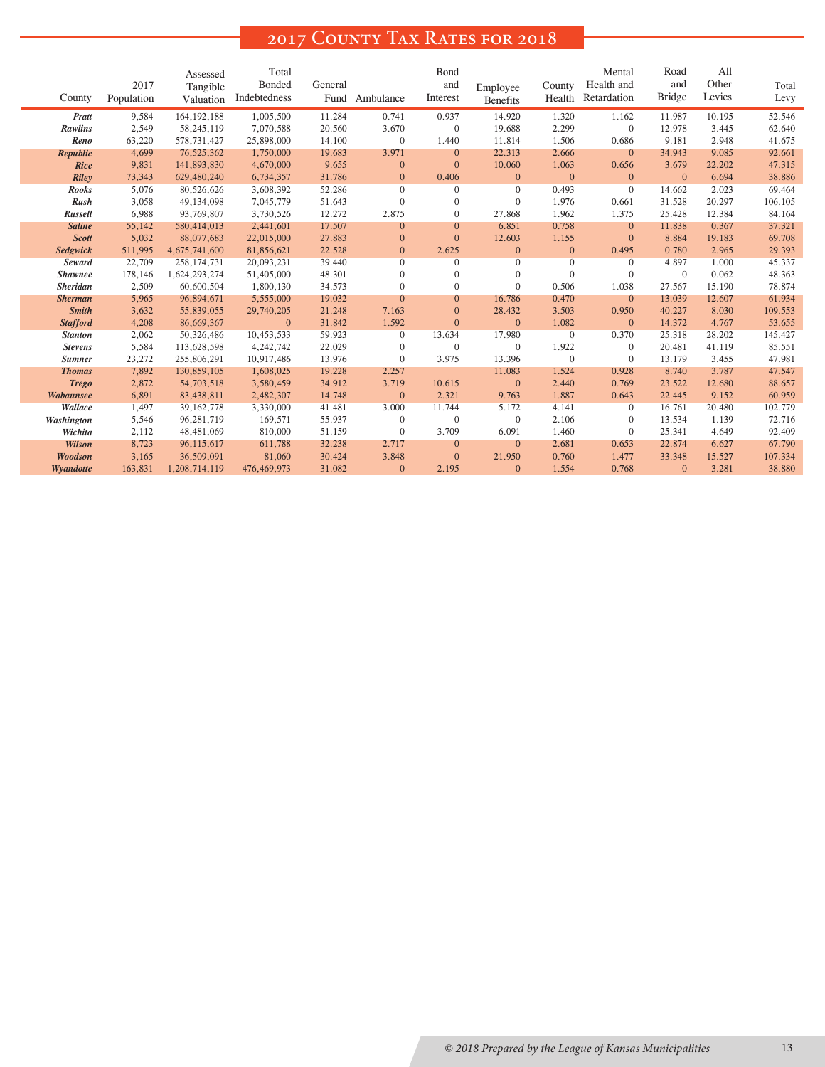# 2017 County Tax Rates for 2018

| County | 2017 Population | Assessed Tangible Valuation | Total Bonded Indebtedness | General Fund | Ambulance | Bond and Interest | Employee Benefits | County Health | Mental Health and Retardation | Road and Bridge | All Other Levies | Total Levy |
|---|---|---|---|---|---|---|---|---|---|---|---|---|
| *Pratt* | 9,584 | 164,192,188 | 1,005,500 | 11.284 | 0.741 | 0.937 | 14.920 | 1.320 | 1.162 | 11.987 | 10.195 | 52.546 |
| *Rawlins* | 2,549 | 58,245,119 | 7,070,588 | 20.560 | 3.670 | 0 | 19.688 | 2.299 | 0 | 12.978 | 3.445 | 62.640 |
| *Reno* | 63,220 | 578,731,427 | 25,898,000 | 14.100 | 0 | 1.440 | 11.814 | 1.506 | 0.686 | 9.181 | 2.948 | 41.675 |
| *Republic* | 4,699 | 76,525,362 | 1,750,000 | 19.683 | 3.971 | 0 | 22.313 | 2.666 | 0 | 34.943 | 9.085 | 92.661 |
| *Rice* | 9,831 | 141,893,830 | 4,670,000 | 9.655 | 0 | 0 | 10.060 | 1.063 | 0.656 | 3.679 | 22.202 | 47.315 |
| *Riley* | 73,343 | 629,480,240 | 6,734,357 | 31.786 | 0 | 0.406 | 0 | 0 | 0 | 0 | 6.694 | 38.886 |
| *Rooks* | 5,076 | 80,526,626 | 3,608,392 | 52.286 | 0 | 0 | 0 | 0.493 | 0 | 14.662 | 2.023 | 69.464 |
| *Rush* | 3,058 | 49,134,098 | 7,045,779 | 51.643 | 0 | 0 | 0 | 1.976 | 0.661 | 31.528 | 20.297 | 106.105 |
| *Russell* | 6,988 | 93,769,807 | 3,730,526 | 12.272 | 2.875 | 0 | 27.868 | 1.962 | 1.375 | 25.428 | 12.384 | 84.164 |
| *Saline* | 55,142 | 580,414,013 | 2,441,601 | 17.507 | 0 | 0 | 6.851 | 0.758 | 0 | 11.838 | 0.367 | 37.321 |
| *Scott* | 5,032 | 88,077,683 | 22,015,000 | 27.883 | 0 | 0 | 12.603 | 1.155 | 0 | 8.884 | 19.183 | 69.708 |
| *Sedgwick* | 511,995 | 4,675,741,600 | 81,856,621 | 22.528 | 0 | 2.625 | 0 | 0 | 0.495 | 0.780 | 2.965 | 29.393 |
| *Seward* | 22,709 | 258,174,731 | 20,093,231 | 39.440 | 0 | 0 | 0 | 0 | 0 | 4.897 | 1.000 | 45.337 |
| *Shawnee* | 178,146 | 1,624,293,274 | 51,405,000 | 48.301 | 0 | 0 | 0 | 0 | 0 | 0 | 0.062 | 48.363 |
| *Sheridan* | 2,509 | 60,600,504 | 1,800,130 | 34.573 | 0 | 0 | 0 | 0.506 | 1.038 | 27.567 | 15.190 | 78.874 |
| *Sherman* | 5,965 | 96,894,671 | 5,555,000 | 19.032 | 0 | 0 | 16.786 | 0.470 | 0 | 13.039 | 12.607 | 61.934 |
| *Smith* | 3,632 | 55,839,055 | 29,740,205 | 21.248 | 7.163 | 0 | 28.432 | 3.503 | 0.950 | 40.227 | 8.030 | 109.553 |
| *Stafford* | 4,208 | 86,669,367 | 0 | 31.842 | 1.592 | 0 | 0 | 1.082 | 0 | 14.372 | 4.767 | 53.655 |
| *Stanton* | 2,062 | 50,326,486 | 10,453,533 | 59.923 | 0 | 13.634 | 17.980 | 0 | 0.370 | 25.318 | 28.202 | 145.427 |
| *Stevens* | 5,584 | 113,628,598 | 4,242,742 | 22.029 | 0 | 0 | 0 | 1.922 | 0 | 20.481 | 41.119 | 85.551 |
| *Sumner* | 23,272 | 255,806,291 | 10,917,486 | 13.976 | 0 | 3.975 | 13.396 | 0 | 0 | 13.179 | 3.455 | 47.981 |
| *Thomas* | 7,892 | 130,859,105 | 1,608,025 | 19.228 | 2.257 | | 11.083 | 1.524 | 0.928 | 8.740 | 3.787 | 47.547 |
| *Trego* | 2,872 | 54,703,518 | 3,580,459 | 34.912 | 3.719 | 10.615 | 0 | 2.440 | 0.769 | 23.522 | 12.680 | 88.657 |
| *Wabaunsee* | 6,891 | 83,438,811 | 2,482,307 | 14.748 | 0 | 2.321 | 9.763 | 1.887 | 0.643 | 22.445 | 9.152 | 60.959 |
| *Wallace* | 1,497 | 39,162,778 | 3,330,000 | 41.481 | 3.000 | 11.744 | 5.172 | 4.141 | 0 | 16.761 | 20.480 | 102.779 |
| *Washington* | 5,546 | 96,281,719 | 169,571 | 55.937 | 0 | 0 | 0 | 2.106 | 0 | 13.534 | 1.139 | 72.716 |
| *Wichita* | 2,112 | 48,481,069 | 810,000 | 51.159 | 0 | 3.709 | 6.091 | 1.460 | 0 | 25.341 | 4.649 | 92.409 |
| *Wilson* | 8,723 | 96,115,617 | 611,788 | 32.238 | 2.717 | 0 | 0 | 2.681 | 0.653 | 22.874 | 6.627 | 67.790 |
| *Woodson* | 3,165 | 36,509,091 | 81,060 | 30.424 | 3.848 | 0 | 21.950 | 0.760 | 1.477 | 33.348 | 15.527 | 107.334 |
| *Wyandotte* | 163,831 | 1,208,714,119 | 476,469,973 | 31.082 | 0 | 2.195 | 0 | 1.554 | 0.768 | 0 | 3.281 | 38.880 |

*© 2018 Prepared by the League of Kansas Municipalities*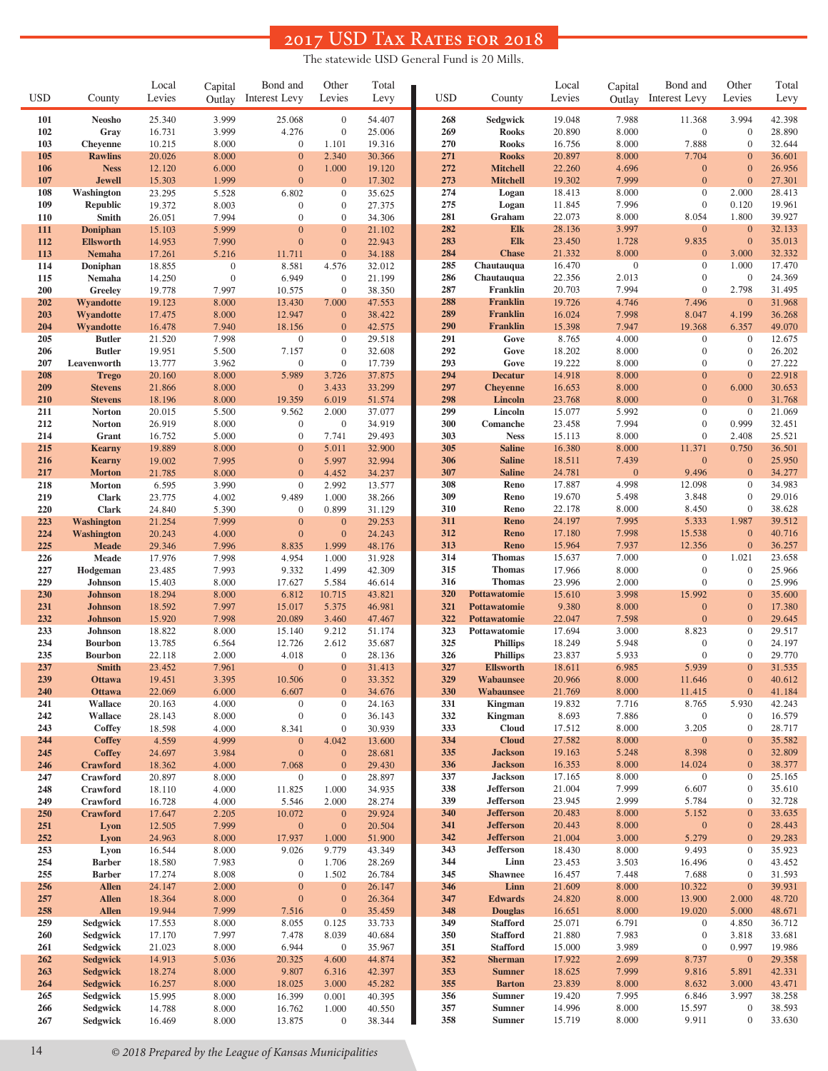# 2017 USD Tax Rates for 2018

The statewide USD General Fund is 20 Mills.

| USD | County | Local Levies | Capital Outlay | Bond and Interest Levy | Other Levies | Total Levy |
|---|---|---|---|---|---|---|
| 101 | Neosho | 25.340 | 3.999 | 25.068 | 0 | 54.407 |
| 102 | Gray | 16.731 | 3.999 | 4.276 | 0 | 25.006 |
| 103 | Cheyenne | 10.215 | 8.000 | 0 | 1.101 | 19.316 |
| 105 | Rawlins | 20.026 | 8.000 | 0 | 2.340 | 30.366 |
| 106 | Ness | 12.120 | 6.000 | 0 | 1.000 | 19.120 |
| 107 | Jewell | 15.303 | 1.999 | 0 | 0 | 17.302 |
| 108 | Washington | 23.295 | 5.528 | 6.802 | 0 | 35.625 |
| 109 | Republic | 19.372 | 8.003 | 0 | 0 | 27.375 |
| 110 | Smith | 26.051 | 7.994 | 0 | 0 | 34.306 |
| 111 | Doniphan | 15.103 | 5.999 | 0 | 0 | 21.102 |
| 112 | Ellsworth | 14.953 | 7.990 | 0 | 0 | 22.943 |
| 113 | Nemaha | 17.261 | 5.216 | 11.711 | 0 | 34.188 |
| 114 | Doniphan | 18.855 | 0 | 8.581 | 4.576 | 32.012 |
| 115 | Nemaha | 14.250 | 0 | 6.949 | 0 | 21.199 |
| 200 | Greeley | 19.778 | 7.997 | 10.575 | 0 | 38.350 |
| 202 | Wyandotte | 19.123 | 8.000 | 13.430 | 7.000 | 47.553 |
| 203 | Wyandotte | 17.475 | 8.000 | 12.947 | 0 | 38.422 |
| 204 | Wyandotte | 16.478 | 7.940 | 18.156 | 0 | 42.575 |
| 205 | Butler | 21.520 | 7.998 | 0 | 0 | 29.518 |
| 206 | Butler | 19.951 | 5.500 | 7.157 | 0 | 32.608 |
| 207 | Leavenworth | 13.777 | 3.962 | 0 | 0 | 17.739 |
| 208 | Trego | 20.160 | 8.000 | 5.989 | 3.726 | 37.875 |
| 209 | Stevens | 21.866 | 8.000 | 0 | 3.433 | 33.299 |
| 210 | Stevens | 18.196 | 8.000 | 19.359 | 6.019 | 51.574 |
| 211 | Norton | 20.015 | 5.500 | 9.562 | 2.000 | 37.077 |
| 212 | Norton | 26.919 | 8.000 | 0 | 0 | 34.919 |
| 214 | Grant | 16.752 | 5.000 | 0 | 7.741 | 29.493 |
| 215 | Kearny | 19.889 | 8.000 | 0 | 5.011 | 32.900 |
| 216 | Kearny | 19.002 | 7.995 | 0 | 5.997 | 32.994 |
| 217 | Morton | 21.785 | 8.000 | 0 | 4.452 | 34.237 |
| 218 | Morton | 6.595 | 3.990 | 0 | 2.992 | 13.577 |
| 219 | Clark | 23.775 | 4.002 | 9.489 | 1.000 | 38.266 |
| 220 | Clark | 24.840 | 5.390 | 0 | 0.899 | 31.129 |
| 223 | Washington | 21.254 | 7.999 | 0 | 0 | 29.253 |
| 224 | Washington | 20.243 | 4.000 | 0 | 0 | 24.243 |
| 225 | Meade | 29.346 | 7.996 | 8.835 | 1.999 | 48.176 |
| 226 | Meade | 17.976 | 7.998 | 4.954 | 1.000 | 31.928 |
| 227 | Hodgeman | 23.485 | 7.993 | 9.332 | 1.499 | 42.309 |
| 229 | Johnson | 15.403 | 8.000 | 17.627 | 5.584 | 46.614 |
| 230 | Johnson | 18.294 | 8.000 | 6.812 | 10.715 | 43.821 |
| 231 | Johnson | 18.592 | 7.997 | 15.017 | 5.375 | 46.981 |
| 232 | Johnson | 15.920 | 7.998 | 20.089 | 3.460 | 47.467 |
| 233 | Johnson | 18.822 | 8.000 | 15.140 | 9.212 | 51.174 |
| 234 | Bourbon | 13.785 | 6.564 | 12.726 | 2.612 | 35.687 |
| 235 | Bourbon | 22.118 | 2.000 | 4.018 | 0 | 28.136 |
| 237 | Smith | 23.452 | 7.961 | 0 | 0 | 31.413 |
| 239 | Ottawa | 19.451 | 3.395 | 10.506 | 0 | 33.352 |
| 240 | Ottawa | 22.069 | 6.000 | 6.607 | 0 | 34.676 |
| 241 | Wallace | 20.163 | 4.000 | 0 | 0 | 24.163 |
| 242 | Wallace | 28.143 | 8.000 | 0 | 0 | 36.143 |
| 243 | Coffey | 18.598 | 4.000 | 8.341 | 0 | 30.939 |
| 244 | Coffey | 4.559 | 4.999 | 0 | 4.042 | 13.600 |
| 245 | Coffey | 24.697 | 3.984 | 0 | 0 | 28.681 |
| 246 | Crawford | 18.362 | 4.000 | 7.068 | 0 | 29.430 |
| 247 | Crawford | 20.897 | 8.000 | 0 | 0 | 28.897 |
| 248 | Crawford | 18.110 | 4.000 | 11.825 | 1.000 | 34.935 |
| 249 | Crawford | 16.728 | 4.000 | 5.546 | 2.000 | 28.274 |
| 250 | Crawford | 17.647 | 2.205 | 10.072 | 0 | 29.924 |
| 251 | Lyon | 12.505 | 7.999 | 0 | 0 | 20.504 |
| 252 | Lyon | 24.963 | 8.000 | 17.937 | 1.000 | 51.900 |
| 253 | Lyon | 16.544 | 8.000 | 9.026 | 9.779 | 43.349 |
| 254 | Barber | 18.580 | 7.983 | 0 | 1.706 | 28.269 |
| 255 | Barber | 17.274 | 8.008 | 0 | 1.502 | 26.784 |
| 256 | Allen | 24.147 | 2.000 | 0 | 0 | 26.147 |
| 257 | Allen | 18.364 | 8.000 | 0 | 0 | 26.364 |
| 258 | Allen | 19.944 | 7.999 | 7.516 | 0 | 35.459 |
| 259 | Sedgwick | 17.553 | 8.000 | 8.055 | 0.125 | 33.733 |
| 260 | Sedgwick | 17.170 | 7.997 | 7.478 | 8.039 | 40.684 |
| 261 | Sedgwick | 21.023 | 8.000 | 6.944 | 0 | 35.967 |
| 262 | Sedgwick | 14.913 | 5.036 | 20.325 | 4.600 | 44.874 |
| 263 | Sedgwick | 18.274 | 8.000 | 9.807 | 6.316 | 42.397 |
| 264 | Sedgwick | 16.257 | 8.000 | 18.025 | 3.000 | 45.282 |
| 265 | Sedgwick | 15.995 | 8.000 | 16.399 | 0.001 | 40.395 |
| 266 | Sedgwick | 14.788 | 8.000 | 16.762 | 1.000 | 40.550 |
| 267 | Sedgwick | 16.469 | 8.000 | 13.875 | 0 | 38.344 |
| 268 | Sedgwick | 19.048 | 7.988 | 11.368 | 3.994 | 42.398 |
| 269 | Rooks | 20.890 | 8.000 | 0 | 0 | 28.890 |
| 270 | Rooks | 16.756 | 8.000 | 7.888 | 0 | 32.644 |
| 271 | Rooks | 20.897 | 8.000 | 7.704 | 0 | 36.601 |
| 272 | Mitchell | 22.260 | 4.696 | 0 | 0 | 26.956 |
| 273 | Mitchell | 19.302 | 7.999 | 0 | 0 | 27.301 |
| 274 | Logan | 18.413 | 8.000 | 0 | 2.000 | 28.413 |
| 275 | Logan | 11.845 | 7.996 | 0 | 0.120 | 19.961 |
| 281 | Graham | 22.073 | 8.000 | 8.054 | 1.800 | 39.927 |
| 282 | Elk | 28.136 | 3.997 | 0 | 0 | 32.133 |
| 283 | Elk | 23.450 | 1.728 | 9.835 | 0 | 35.013 |
| 284 | Chase | 21.332 | 8.000 | 0 | 3.000 | 32.332 |
| 285 | Chautauqua | 16.470 | 0 | 0 | 1.000 | 17.470 |
| 286 | Chautauqua | 22.356 | 2.013 | 0 | 0 | 24.369 |
| 287 | Franklin | 20.703 | 7.994 | 0 | 2.798 | 31.495 |
| 288 | Franklin | 19.726 | 4.746 | 7.496 | 0 | 31.968 |
| 289 | Franklin | 16.024 | 7.998 | 8.047 | 4.199 | 36.268 |
| 290 | Franklin | 15.398 | 7.947 | 19.368 | 6.357 | 49.070 |
| 291 | Gove | 8.765 | 4.000 | 0 | 0 | 12.675 |
| 292 | Gove | 18.202 | 8.000 | 0 | 0 | 26.202 |
| 293 | Gove | 19.222 | 8.000 | 0 | 0 | 27.222 |
| 294 | Decatur | 14.918 | 8.000 | 0 | 0 | 22.918 |
| 297 | Cheyenne | 16.653 | 8.000 | 0 | 6.000 | 30.653 |
| 298 | Lincoln | 23.768 | 8.000 | 0 | 0 | 31.768 |
| 299 | Lincoln | 15.077 | 5.992 | 0 | 0 | 21.069 |
| 300 | Comanche | 23.458 | 7.994 | 0 | 0.999 | 32.451 |
| 303 | Ness | 15.113 | 8.000 | 0 | 2.408 | 25.521 |
| 305 | Saline | 16.380 | 8.000 | 11.371 | 0.750 | 36.501 |
| 306 | Saline | 18.511 | 7.439 | 0 | 0 | 25.950 |
| 307 | Saline | 24.781 | 0 | 9.496 | 0 | 34.277 |
| 308 | Reno | 17.887 | 4.998 | 12.098 | 0 | 34.983 |
| 309 | Reno | 19.670 | 5.498 | 3.848 | 0 | 29.016 |
| 310 | Reno | 22.178 | 8.000 | 8.450 | 0 | 38.628 |
| 311 | Reno | 24.197 | 7.995 | 5.333 | 1.987 | 39.512 |
| 312 | Reno | 17.180 | 7.998 | 15.538 | 0 | 40.716 |
| 313 | Reno | 15.964 | 7.937 | 12.356 | 0 | 36.257 |
| 314 | Thomas | 15.637 | 7.000 | 0 | 1.021 | 23.658 |
| 315 | Thomas | 17.966 | 8.000 | 0 | 0 | 25.966 |
| 316 | Thomas | 23.996 | 2.000 | 0 | 0 | 25.996 |
| 320 | Pottawatomie | 15.610 | 3.998 | 15.992 | 0 | 35.600 |
| 321 | Pottawatomie | 9.380 | 8.000 | 0 | 0 | 17.380 |
| 322 | Pottawatomie | 22.047 | 7.598 | 0 | 0 | 29.645 |
| 323 | Pottawatomie | 17.694 | 3.000 | 8.823 | 0 | 29.517 |
| 325 | Phillips | 18.249 | 5.948 | 0 | 0 | 24.197 |
| 326 | Phillips | 23.837 | 5.933 | 0 | 0 | 29.770 |
| 327 | Ellsworth | 18.611 | 6.985 | 5.939 | 0 | 31.535 |
| 329 | Wabaunsee | 20.966 | 8.000 | 11.646 | 0 | 40.612 |
| 330 | Wabaunsee | 21.769 | 8.000 | 11.415 | 0 | 41.184 |
| 331 | Kingman | 19.832 | 7.716 | 8.765 | 5.930 | 42.243 |
| 332 | Kingman | 8.693 | 7.886 | 0 | 0 | 16.579 |
| 333 | Cloud | 17.512 | 8.000 | 3.205 | 0 | 28.717 |
| 334 | Cloud | 27.582 | 8.000 | 0 | 0 | 35.582 |
| 335 | Jackson | 19.163 | 5.248 | 8.398 | 0 | 32.809 |
| 336 | Jackson | 16.353 | 8.000 | 14.024 | 0 | 38.377 |
| 337 | Jackson | 17.165 | 8.000 | 0 | 0 | 25.165 |
| 338 | Jefferson | 21.004 | 7.999 | 6.607 | 0 | 35.610 |
| 339 | Jefferson | 23.945 | 2.999 | 5.784 | 0 | 32.728 |
| 340 | Jefferson | 20.483 | 8.000 | 5.152 | 0 | 33.635 |
| 341 | Jefferson | 20.443 | 8.000 | 0 | 0 | 28.443 |
| 342 | Jefferson | 21.004 | 3.000 | 5.279 | 0 | 29.283 |
| 343 | Jefferson | 18.430 | 8.000 | 9.493 | 0 | 35.923 |
| 344 | Linn | 23.453 | 3.503 | 16.496 | 0 | 43.452 |
| 345 | Shawnee | 16.457 | 7.448 | 7.688 | 0 | 31.593 |
| 346 | Linn | 21.609 | 8.000 | 10.322 | 0 | 39.931 |
| 347 | Edwards | 24.820 | 8.000 | 13.900 | 2.000 | 48.720 |
| 348 | Douglas | 16.651 | 8.000 | 19.020 | 5.000 | 48.671 |
| 349 | Stafford | 25.071 | 6.791 | 0 | 4.850 | 36.712 |
| 350 | Stafford | 21.880 | 7.983 | 0 | 3.818 | 33.681 |
| 351 | Stafford | 15.000 | 3.989 | 0 | 0.997 | 19.986 |
| 352 | Sherman | 17.922 | 2.699 | 8.737 | 0 | 29.358 |
| 353 | Sumner | 18.625 | 7.999 | 9.816 | 5.891 | 42.331 |
| 355 | Barton | 23.839 | 8.000 | 8.632 | 3.000 | 43.471 |
| 356 | Sumner | 19.420 | 7.995 | 6.846 | 3.997 | 38.258 |
| 357 | Sumner | 14.996 | 8.000 | 15.597 | 0 | 38.593 |
| 358 | Sumner | 15.719 | 8.000 | 9.911 | 0 | 33.630 |

*© 2018 Prepared by the League of Kansas Municipalities*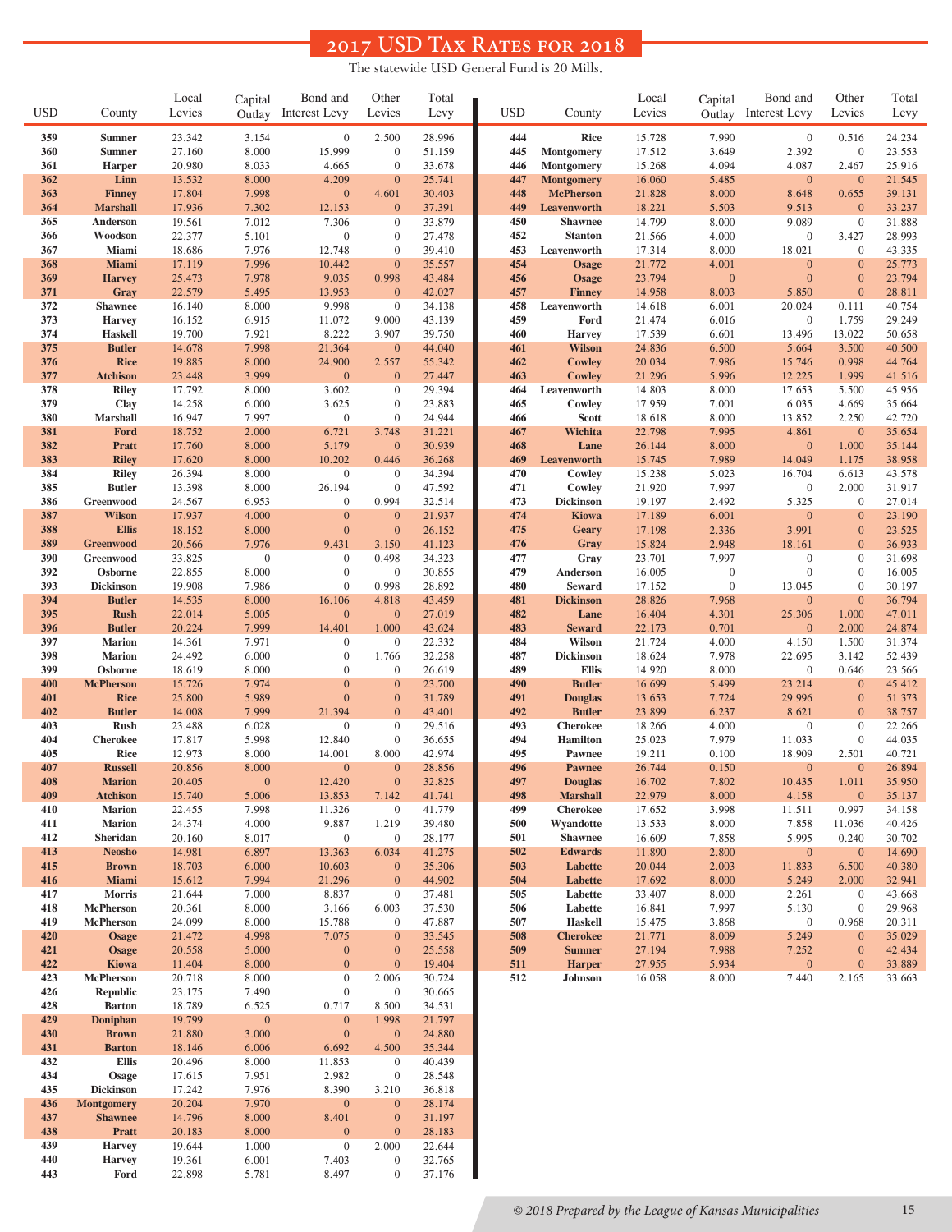# 2017 USD Tax Rates for 2018

The statewide USD General Fund is 20 Mills.

| USD | County | Local Levies | Capital Outlay | Bond and Interest Levy | Other Levies | Total Levy |
|---|---|---|---|---|---|---|
| 359 | Sumner | 23.342 | 3.154 | 0 | 2.500 | 28.996 |
| 360 | Sumner | 27.160 | 8.000 | 15.999 | 0 | 51.159 |
| 361 | Harper | 20.980 | 8.033 | 4.665 | 0 | 33.678 |
| 362 | Linn | 13.532 | 8.000 | 4.209 | 0 | 25.741 |
| 363 | Finney | 17.804 | 7.998 | 0 | 4.601 | 30.403 |
| 364 | Marshall | 17.936 | 7.302 | 12.153 | 0 | 37.391 |
| 365 | Anderson | 19.561 | 7.012 | 7.306 | 0 | 33.879 |
| 366 | Woodson | 22.377 | 5.101 | 0 | 0 | 27.478 |
| 367 | Miami | 18.686 | 7.976 | 12.748 | 0 | 39.410 |
| 368 | Miami | 17.119 | 7.996 | 10.442 | 0 | 35.557 |
| 369 | Harvey | 25.473 | 7.978 | 9.035 | 0.998 | 43.484 |
| 371 | Gray | 22.579 | 5.495 | 13.953 | 0 | 42.027 |
| 372 | Shawnee | 16.140 | 8.000 | 9.998 | 0 | 34.138 |
| 373 | Harvey | 16.152 | 6.915 | 11.072 | 9.000 | 43.139 |
| 374 | Haskell | 19.700 | 7.921 | 8.222 | 3.907 | 39.750 |
| 375 | Butler | 14.678 | 7.998 | 21.364 | 0 | 44.040 |
| 376 | Rice | 19.885 | 8.000 | 24.900 | 2.557 | 55.342 |
| 377 | Atchison | 23.448 | 3.999 | 0 | 0 | 27.447 |
| 378 | Riley | 17.792 | 8.000 | 3.602 | 0 | 29.394 |
| 379 | Clay | 14.258 | 6.000 | 3.625 | 0 | 23.883 |
| 380 | Marshall | 16.947 | 7.997 | 0 | 0 | 24.944 |
| 381 | Ford | 18.752 | 2.000 | 6.721 | 3.748 | 31.221 |
| 382 | Pratt | 17.760 | 8.000 | 5.179 | 0 | 30.939 |
| 383 | Riley | 17.620 | 8.000 | 10.202 | 0.446 | 36.268 |
| 384 | Riley | 26.394 | 8.000 | 0 | 0 | 34.394 |
| 385 | Butler | 13.398 | 8.000 | 26.194 | 0 | 47.592 |
| 386 | Greenwood | 24.567 | 6.953 | 0 | 0.994 | 32.514 |
| 387 | Wilson | 17.937 | 4.000 | 0 | 0 | 21.937 |
| 388 | Ellis | 18.152 | 8.000 | 0 | 0 | 26.152 |
| 389 | Greenwood | 20.566 | 7.976 | 9.431 | 3.150 | 41.123 |
| 390 | Greenwood | 33.825 | 0 | 0 | 0.498 | 34.323 |
| 392 | Osborne | 22.855 | 8.000 | 0 | 0 | 30.855 |
| 393 | Dickinson | 19.908 | 7.986 | 0 | 0.998 | 28.892 |
| 394 | Butler | 14.535 | 8.000 | 16.106 | 4.818 | 43.459 |
| 395 | Rush | 22.014 | 5.005 | 0 | 0 | 27.019 |
| 396 | Butler | 20.224 | 7.999 | 14.401 | 1.000 | 43.624 |
| 397 | Marion | 14.361 | 7.971 | 0 | 0 | 22.332 |
| 398 | Marion | 24.492 | 6.000 | 0 | 1.766 | 32.258 |
| 399 | Osborne | 18.619 | 8.000 | 0 | 0 | 26.619 |
| 400 | McPherson | 15.726 | 7.974 | 0 | 0 | 23.700 |
| 401 | Rice | 25.800 | 5.989 | 0 | 0 | 31.789 |
| 402 | Butler | 14.008 | 7.999 | 21.394 | 0 | 43.401 |
| 403 | Rush | 23.488 | 6.028 | 0 | 0 | 29.516 |
| 404 | Cherokee | 17.817 | 5.998 | 12.840 | 0 | 36.655 |
| 405 | Rice | 12.973 | 8.000 | 14.001 | 8.000 | 42.974 |
| 407 | Russell | 20.856 | 8.000 | 0 | 0 | 28.856 |
| 408 | Marion | 20.405 | 0 | 12.420 | 0 | 32.825 |
| 409 | Atchison | 15.740 | 5.006 | 13.853 | 7.142 | 41.741 |
| 410 | Marion | 22.455 | 7.998 | 11.326 | 0 | 41.779 |
| 411 | Marion | 24.374 | 4.000 | 9.887 | 1.219 | 39.480 |
| 412 | Sheridan | 20.160 | 8.017 | 0 | 0 | 28.177 |
| 413 | Neosho | 14.981 | 6.897 | 13.363 | 6.034 | 41.275 |
| 415 | Brown | 18.703 | 6.000 | 10.603 | 0 | 35.306 |
| 416 | Miami | 15.612 | 7.994 | 21.296 | 0 | 44.902 |
| 417 | Morris | 21.644 | 7.000 | 8.837 | 0 | 37.481 |
| 418 | McPherson | 20.361 | 8.000 | 3.166 | 6.003 | 37.530 |
| 419 | McPherson | 24.099 | 8.000 | 15.788 | 0 | 47.887 |
| 420 | Osage | 21.472 | 4.998 | 7.075 | 0 | 33.545 |
| 421 | Osage | 20.558 | 5.000 | 0 | 0 | 25.558 |
| 422 | Kiowa | 11.404 | 8.000 | 0 | 0 | 19.404 |
| 423 | McPherson | 20.718 | 8.000 | 0 | 2.006 | 30.724 |
| 426 | Republic | 23.175 | 7.490 | 0 | 0 | 30.665 |
| 428 | Barton | 18.789 | 6.525 | 0.717 | 8.500 | 34.531 |
| 429 | Doniphan | 19.799 | 0 | 0 | 1.998 | 21.797 |
| 430 | Brown | 21.880 | 3.000 | 0 | 0 | 24.880 |
| 431 | Barton | 18.146 | 6.006 | 6.692 | 4.500 | 35.344 |
| 432 | Ellis | 20.496 | 8.000 | 11.853 | 0 | 40.439 |
| 434 | Osage | 17.615 | 7.951 | 2.982 | 0 | 28.548 |
| 435 | Dickinson | 17.242 | 7.976 | 8.390 | 3.210 | 36.818 |
| 436 | Montgomery | 20.204 | 7.970 | 0 | 0 | 28.174 |
| 437 | Shawnee | 14.796 | 8.000 | 8.401 | 0 | 31.197 |
| 438 | Pratt | 20.183 | 8.000 | 0 | 0 | 28.183 |
| 439 | Harvey | 19.644 | 1.000 | 0 | 2.000 | 22.644 |
| 440 | Harvey | 19.361 | 6.001 | 7.403 | 0 | 32.765 |
| 443 | Ford | 22.898 | 5.781 | 8.497 | 0 | 37.176 |
| 444 | Rice | 15.728 | 7.990 | 0 | 0.516 | 24.234 |
| 445 | Montgomery | 17.512 | 3.649 | 2.392 | 0 | 23.553 |
| 446 | Montgomery | 15.268 | 4.094 | 4.087 | 2.467 | 25.916 |
| 447 | Montgomery | 16.060 | 5.485 | 0 | 0 | 21.545 |
| 448 | McPherson | 21.828 | 8.000 | 8.648 | 0.655 | 39.131 |
| 449 | Leavenworth | 18.221 | 5.503 | 9.513 | 0 | 33.237 |
| 450 | Shawnee | 14.799 | 8.000 | 9.089 | 0 | 31.888 |
| 452 | Stanton | 21.566 | 4.000 | 0 | 3.427 | 28.993 |
| 453 | Leavenworth | 17.314 | 8.000 | 18.021 | 0 | 43.335 |
| 454 | Osage | 21.772 | 4.001 | 0 | 0 | 25.773 |
| 456 | Osage | 23.794 | 0 | 0 | 0 | 23.794 |
| 457 | Finney | 14.958 | 8.003 | 5.850 | 0 | 28.811 |
| 458 | Leavenworth | 14.618 | 6.001 | 20.024 | 0.111 | 40.754 |
| 459 | Ford | 21.474 | 6.016 | 0 | 1.759 | 29.249 |
| 460 | Harvey | 17.539 | 6.601 | 13.496 | 13.022 | 50.658 |
| 461 | Wilson | 24.836 | 6.500 | 5.664 | 3.500 | 40.500 |
| 462 | Cowley | 20.034 | 7.986 | 15.746 | 0.998 | 44.764 |
| 463 | Cowley | 21.296 | 5.996 | 12.225 | 1.999 | 41.516 |
| 464 | Leavenworth | 14.803 | 8.000 | 17.653 | 5.500 | 45.956 |
| 465 | Cowley | 17.959 | 7.001 | 6.035 | 4.669 | 35.664 |
| 466 | Scott | 18.618 | 8.000 | 13.852 | 2.250 | 42.720 |
| 467 | Wichita | 22.798 | 7.995 | 4.861 | 0 | 35.654 |
| 468 | Lane | 26.144 | 8.000 | 0 | 1.000 | 35.144 |
| 469 | Leavenworth | 15.745 | 7.989 | 14.049 | 1.175 | 38.958 |
| 470 | Cowley | 15.238 | 5.023 | 16.704 | 6.613 | 43.578 |
| 471 | Cowley | 21.920 | 7.997 | 0 | 2.000 | 31.917 |
| 473 | Dickinson | 19.197 | 2.492 | 5.325 | 0 | 27.014 |
| 474 | Kiowa | 17.189 | 6.001 | 0 | 0 | 23.190 |
| 475 | Geary | 17.198 | 2.336 | 3.991 | 0 | 23.525 |
| 476 | Gray | 15.824 | 2.948 | 18.161 | 0 | 36.933 |
| 477 | Gray | 23.701 | 7.997 | 0 | 0 | 31.698 |
| 479 | Anderson | 16.005 | 0 | 0 | 0 | 16.005 |
| 480 | Seward | 17.152 | 0 | 13.045 | 0 | 30.197 |
| 481 | Dickinson | 28.826 | 7.968 | 0 | 0 | 36.794 |
| 482 | Lane | 16.404 | 4.301 | 25.306 | 1.000 | 47.011 |
| 483 | Seward | 22.173 | 0.701 | 0 | 2.000 | 24.874 |
| 484 | Wilson | 21.724 | 4.000 | 4.150 | 1.500 | 31.374 |
| 487 | Dickinson | 18.624 | 7.978 | 22.695 | 3.142 | 52.439 |
| 489 | Ellis | 14.920 | 8.000 | 0 | 0.646 | 23.566 |
| 490 | Butler | 16.699 | 5.499 | 23.214 | 0 | 45.412 |
| 491 | Douglas | 13.653 | 7.724 | 29.996 | 0 | 51.373 |
| 492 | Butler | 23.899 | 6.237 | 8.621 | 0 | 38.757 |
| 493 | Cherokee | 18.266 | 4.000 | 0 | 0 | 22.266 |
| 494 | Hamilton | 25.023 | 7.979 | 11.033 | 0 | 44.035 |
| 495 | Pawnee | 19.211 | 0.100 | 18.909 | 2.501 | 40.721 |
| 496 | Pawnee | 26.744 | 0.150 | 0 | 0 | 26.894 |
| 497 | Douglas | 16.702 | 7.802 | 10.435 | 1.011 | 35.950 |
| 498 | Marshall | 22.979 | 8.000 | 4.158 | 0 | 35.137 |
| 499 | Cherokee | 17.652 | 3.998 | 11.511 | 0.997 | 34.158 |
| 500 | Wyandotte | 13.533 | 8.000 | 7.858 | 11.036 | 40.426 |
| 501 | Shawnee | 16.609 | 7.858 | 5.995 | 0.240 | 30.702 |
| 502 | Edwards | 11.890 | 2.800 | 0 | 0 | 14.690 |
| 503 | Labette | 20.044 | 2.003 | 11.833 | 6.500 | 40.380 |
| 504 | Labette | 17.692 | 8.000 | 5.249 | 2.000 | 32.941 |
| 505 | Labette | 33.407 | 8.000 | 2.261 | 0 | 43.668 |
| 506 | Labette | 16.841 | 7.997 | 5.130 | 0 | 29.968 |
| 507 | Haskell | 15.475 | 3.868 | 0 | 0.968 | 20.311 |
| 508 | Cherokee | 21.771 | 8.009 | 5.249 | 0 | 35.029 |
| 509 | Sumner | 27.194 | 7.988 | 7.252 | 0 | 42.434 |
| 511 | Harper | 27.955 | 5.934 | 0 | 0 | 33.889 |
| 512 | Johnson | 16.058 | 8.000 | 7.440 | 2.165 | 33.663 |

*© 2018 Prepared by the League of Kansas Municipalities*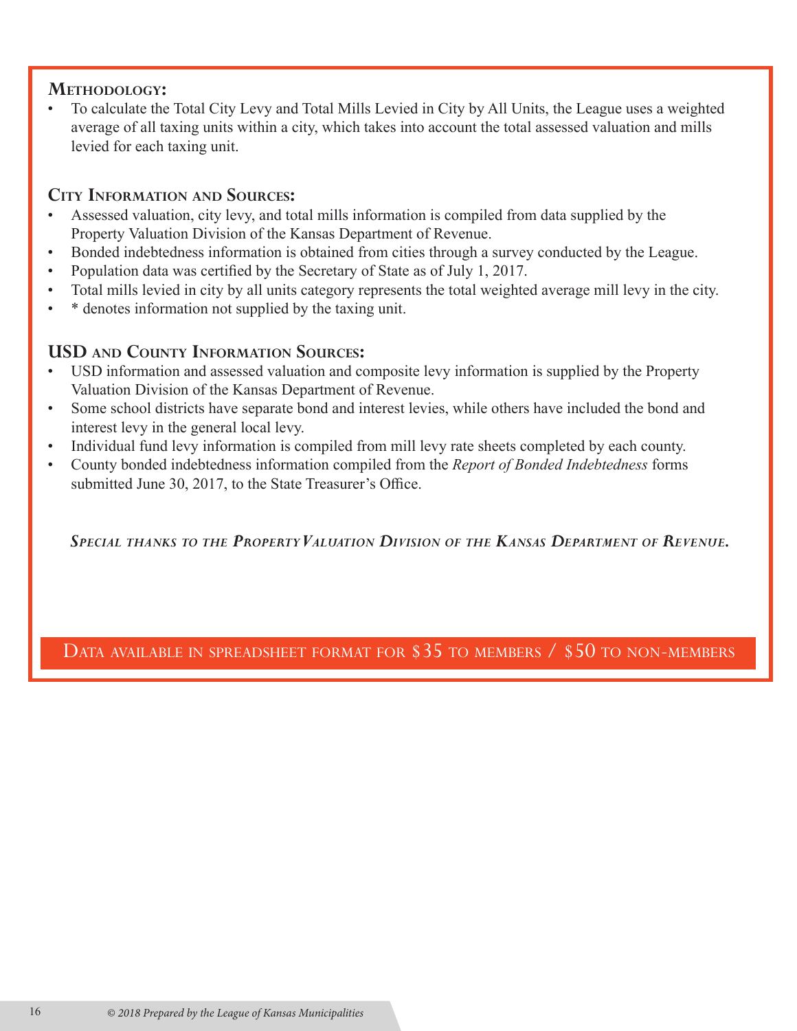## Methodology:

- To calculate the Total City Levy and Total Mills Levied in City by All Units, the League uses a weighted average of all taxing units within a city, which takes into account the total assessed valuation and mills levied for each taxing unit.

## City Information and Sources:

- Assessed valuation, city levy, and total mills information is compiled from data supplied by the Property Valuation Division of the Kansas Department of Revenue.
- Bonded indebtedness information is obtained from cities through a survey conducted by the League.
- Population data was certified by the Secretary of State as of July 1, 2017.
- Total mills levied in city by all units category represents the total weighted average mill levy in the city.
- * denotes information not supplied by the taxing unit.

## USD and County Information Sources:

- USD information and assessed valuation and composite levy information is supplied by the Property Valuation Division of the Kansas Department of Revenue.
- Some school districts have separate bond and interest levies, while others have included the bond and interest levy in the general local levy.
- Individual fund levy information is compiled from mill levy rate sheets completed by each county.
- County bonded indebtedness information compiled from the *Report of Bonded Indebtedness* forms submitted June 30, 2017, to the State Treasurer's Office.

***Special thanks to the Property Valuation Division of the Kansas Department of Revenue.***

Data available in spreadsheet format for $35 to members / $50 to non-members

*© 2018 Prepared by the League of Kansas Municipalities*